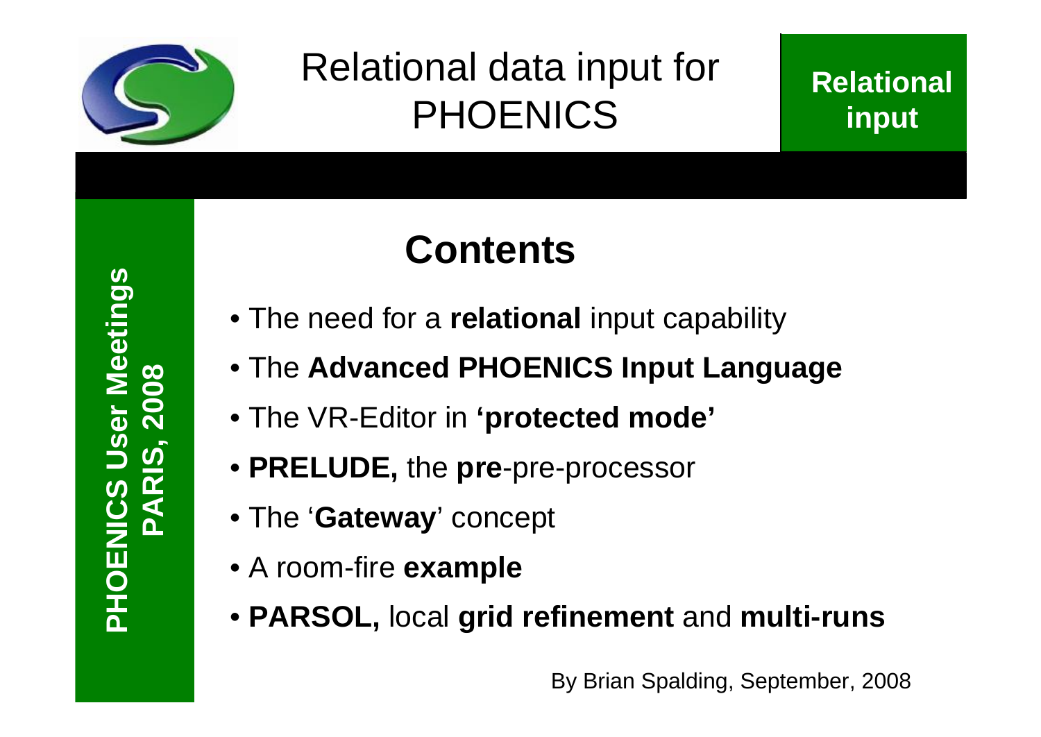# Relational data input for PHOENICS

**Relational input**

**PHOENICS User Meetings**
**PARIS, 2008**

## Contents

- The need for a **relational** input capability
- The **Advanced PHOENICS Input Language**
- The VR-Editor in **'protected mode'**
- **PRELUDE,** the **pre**-pre-processor
- The '**Gateway**' concept
- A room-fire **example**
- **PARSOL,** local **grid refinement** and **multi-runs**

By Brian Spalding, September, 2008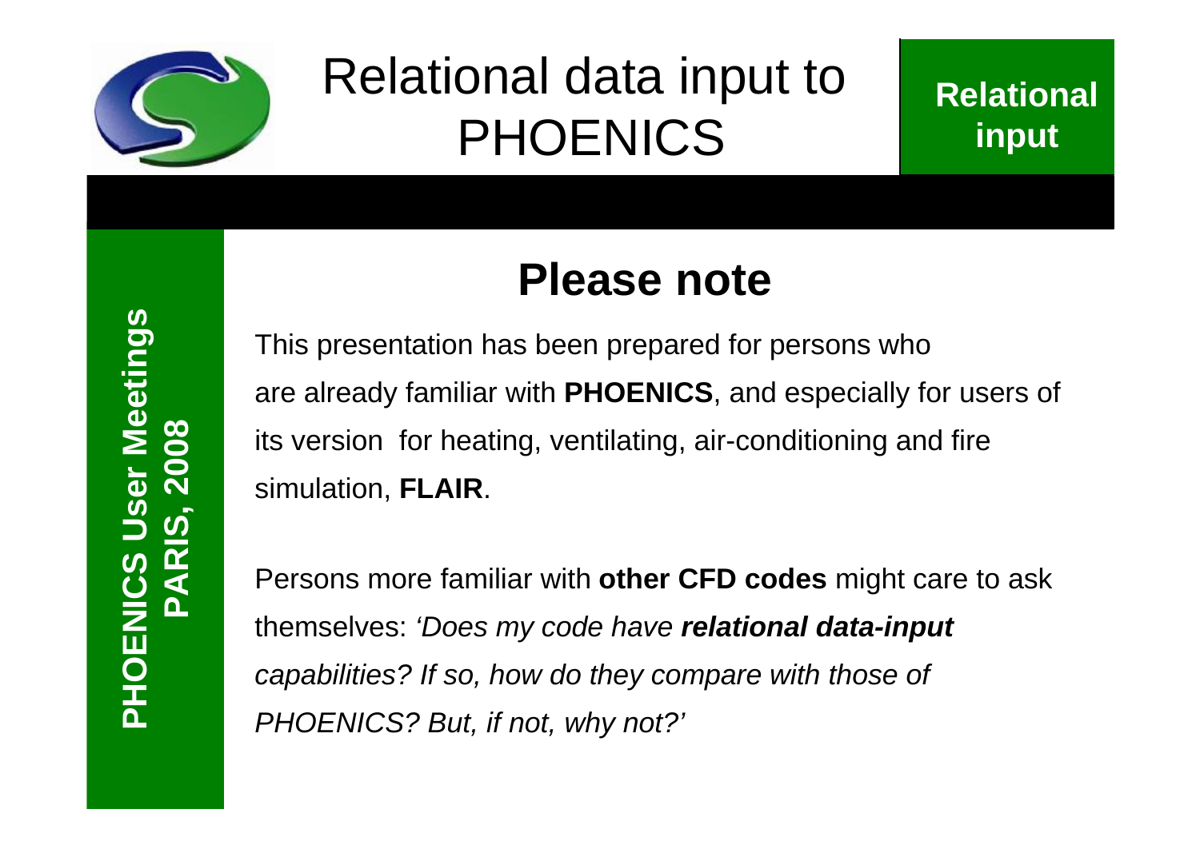## Please note

This presentation has been prepared for persons who are already familiar with **PHOENICS**, and especially for users of its version for heating, ventilating, air-conditioning and fire simulation, **FLAIR**.

Persons more familiar with **other CFD codes** might care to ask themselves: *'Does my code have **relational data-input** capabilities? If so, how do they compare with those of PHOENICS? But, if not, why not?'*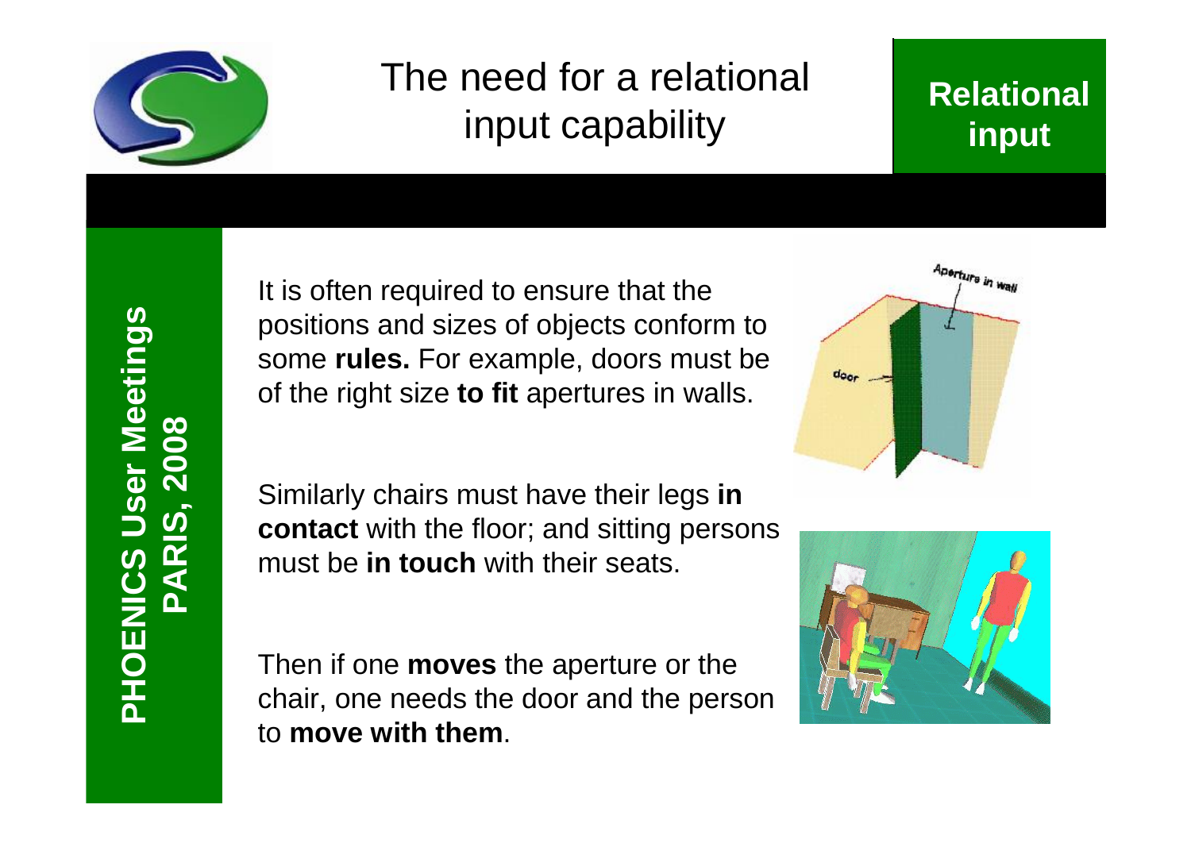# The need for a relational input capability

**Relational input**

It is often required to ensure that the positions and sizes of objects conform to some **rules.** For example, doors must be of the right size **to fit** apertures in walls.

Similarly chairs must have their legs **in contact** with the floor; and sitting persons must be **in touch** with their seats.

Then if one **moves** the aperture or the chair, one needs the door and the person to **move with them**.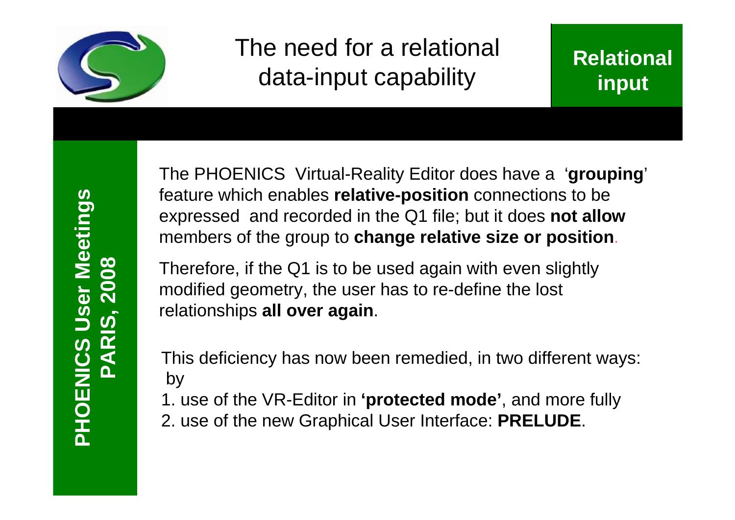# The need for a relational data-input capability

**Relational input**

The PHOENICS Virtual-Reality Editor does have a '**grouping**' feature which enables **relative-position** connections to be expressed and recorded in the Q1 file; but it does **not allow** members of the group to **change relative size or position**.

Therefore, if the Q1 is to be used again with even slightly modified geometry, the user has to re-define the lost relationships **all over again**.

This deficiency has now been remedied, in two different ways: by

1. use of the VR-Editor in **'protected mode'**, and more fully
2. use of the new Graphical User Interface: **PRELUDE**.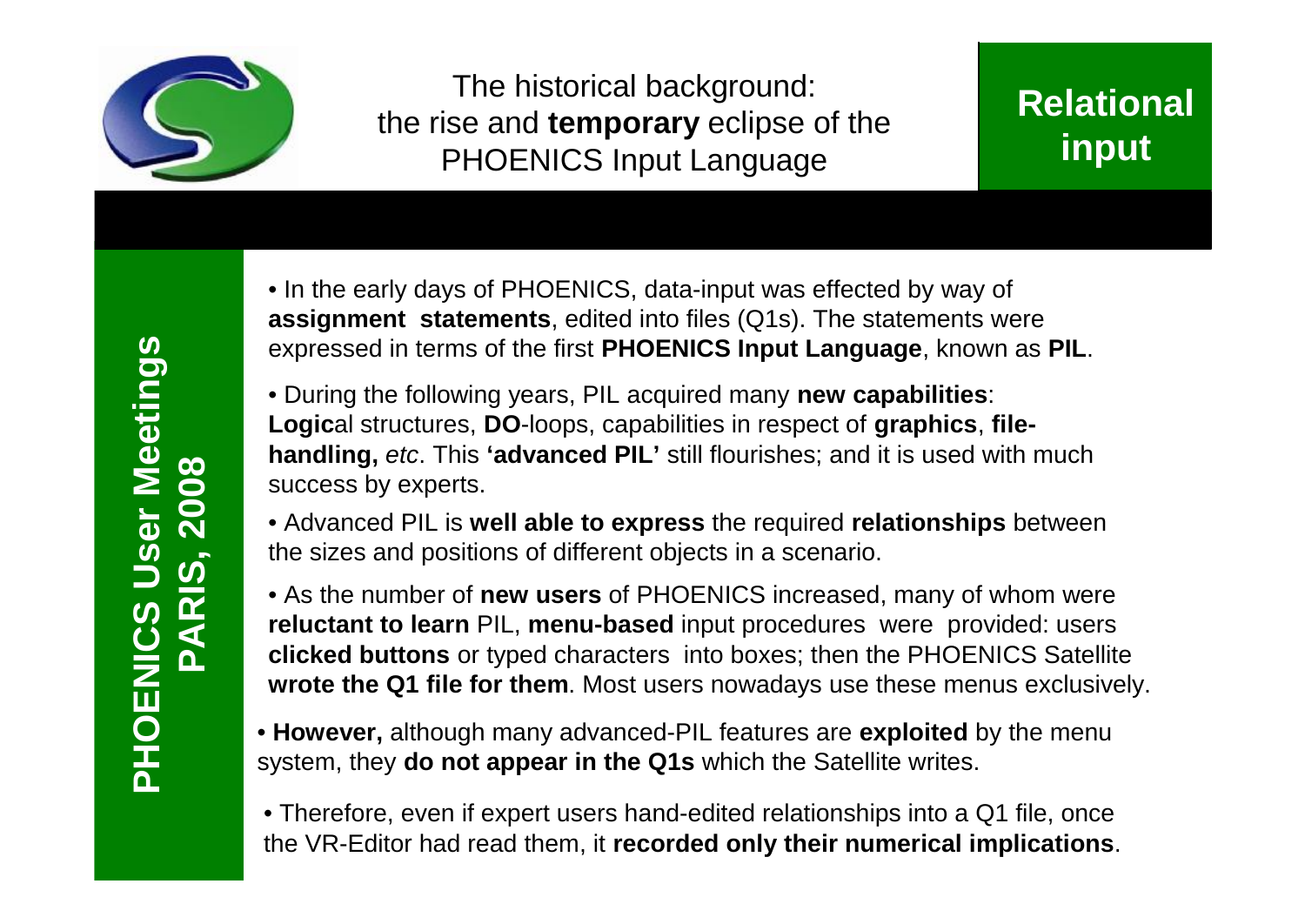# The historical background: the rise and **temporary** eclipse of the PHOENICS Input Language

## Relational input

- In the early days of PHOENICS, data-input was effected by way of **assignment statements**, edited into files (Q1s). The statements were expressed in terms of the first **PHOENICS Input Language**, known as **PIL**.
- During the following years, PIL acquired many **new capabilities**: **Logic**al structures, **DO**-loops, capabilities in respect of **graphics**, **file-handling,** *etc*. This **'advanced PIL'** still flourishes; and it is used with much success by experts.
- Advanced PIL is **well able to express** the required **relationships** between the sizes and positions of different objects in a scenario.
- As the number of **new users** of PHOENICS increased, many of whom were **reluctant to learn** PIL, **menu-based** input procedures were provided: users **clicked buttons** or typed characters into boxes; then the PHOENICS Satellite **wrote the Q1 file for them**. Most users nowadays use these menus exclusively.
- **However,** although many advanced-PIL features are **exploited** by the menu system, they **do not appear in the Q1s** which the Satellite writes.
- Therefore, even if expert users hand-edited relationships into a Q1 file, once the VR-Editor had read them, it **recorded only their numerical implications**.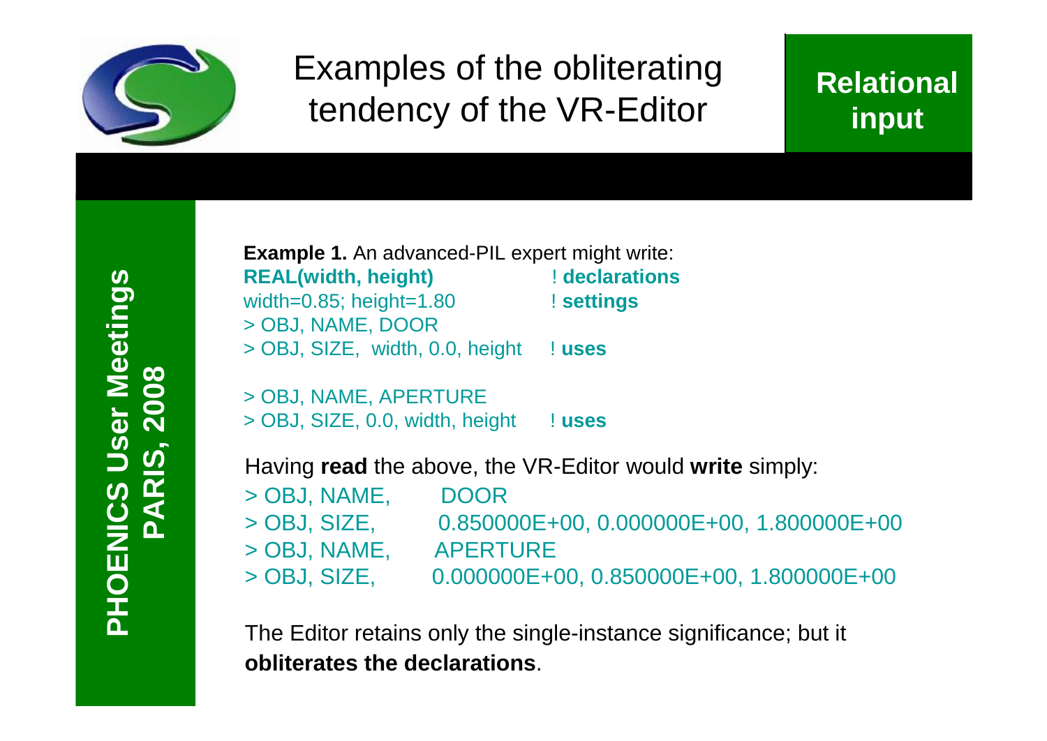# Examples of the obliterating tendency of the VR-Editor

**Relational input**

**Example 1.** An advanced-PIL expert might write:

```
REAL(width, height)              ! declarations
width=0.85; height=1.80          ! settings
> OBJ, NAME, DOOR
> OBJ, SIZE,  width, 0.0, height     ! uses

> OBJ, NAME, APERTURE
> OBJ, SIZE, 0.0, width, height      ! uses
```

Having **read** the above, the VR-Editor would **write** simply:

```
> OBJ, NAME,      DOOR
> OBJ, SIZE,      0.850000E+00, 0.000000E+00, 1.800000E+00
> OBJ, NAME,      APERTURE
> OBJ, SIZE,      0.000000E+00, 0.850000E+00, 1.800000E+00
```

The Editor retains only the single-instance significance; but it **obliterates the declarations**.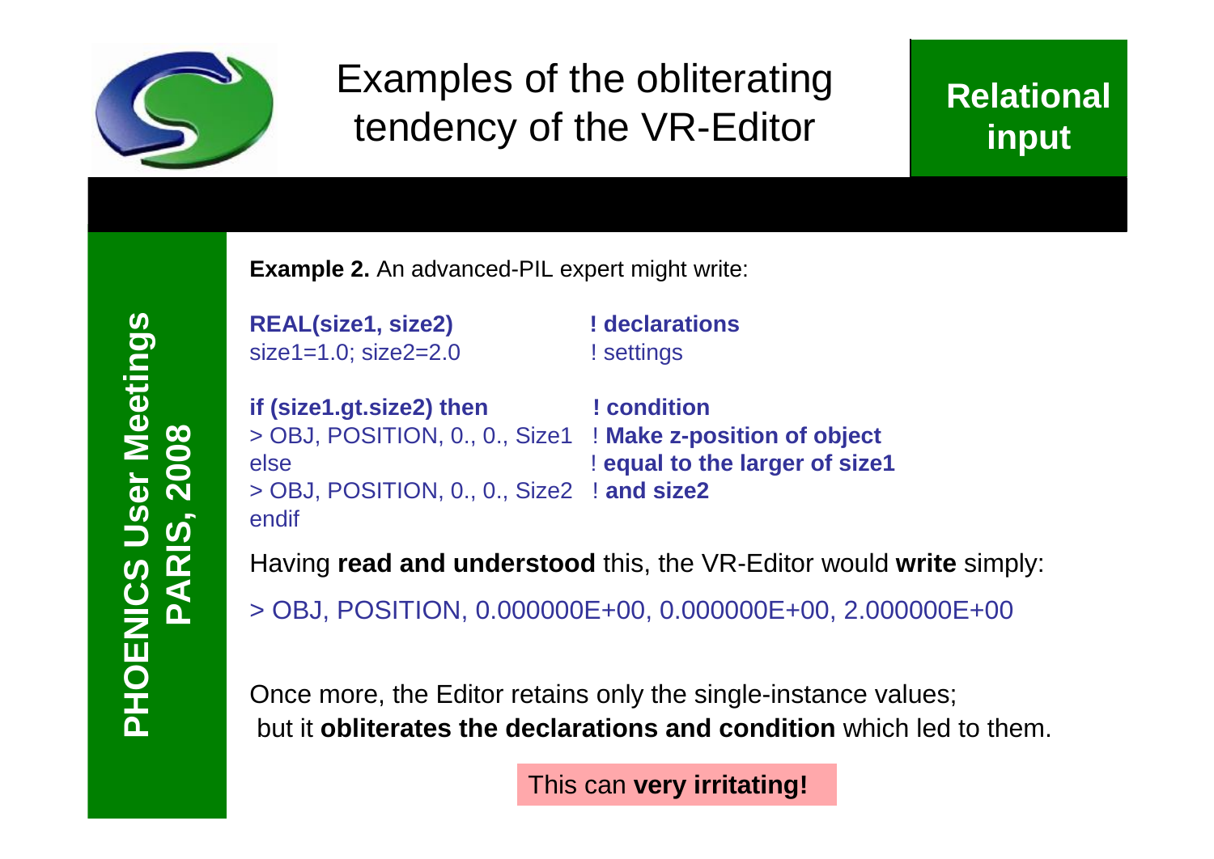# Examples of the obliterating tendency of the VR-Editor

**Relational input**

**Example 2.** An advanced-PIL expert might write:

```
REAL(size1, size2)                    ! declarations
size1=1.0; size2=2.0                  ! settings

if (size1.gt.size2) then              ! condition
> OBJ, POSITION, 0., 0., Size1        ! Make z-position of object
else                                  ! equal to the larger of size1
> OBJ, POSITION, 0., 0., Size2        ! and size2
endif
```

Having **read and understood** this, the VR-Editor would **write** simply:

```
> OBJ, POSITION, 0.000000E+00, 0.000000E+00, 2.000000E+00
```

Once more, the Editor retains only the single-instance values; but it **obliterates the declarations and condition** which led to them.

This can **very irritating!**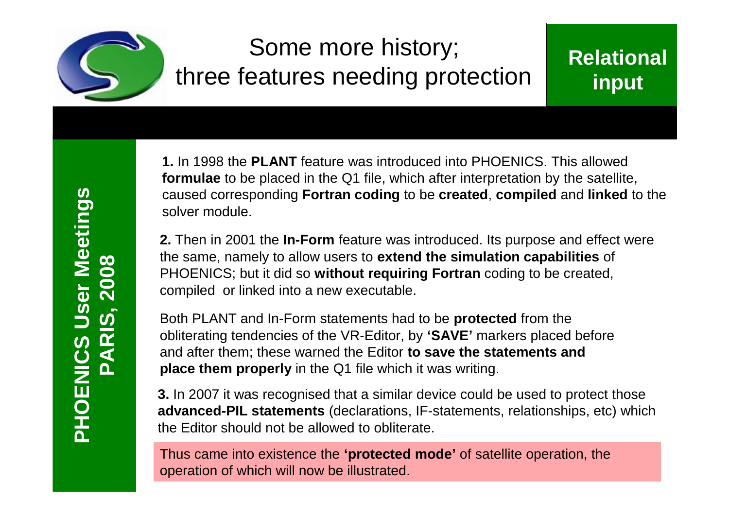# Some more history; three features needing protection

**Relational input**

**1.** In 1998 the **PLANT** feature was introduced into PHOENICS. This allowed **formulae** to be placed in the Q1 file, which after interpretation by the satellite, caused corresponding **Fortran coding** to be **created**, **compiled** and **linked** to the solver module.

**2.** Then in 2001 the **In-Form** feature was introduced. Its purpose and effect were the same, namely to allow users to **extend the simulation capabilities** of PHOENICS; but it did so **without requiring Fortran** coding to be created, compiled or linked into a new executable.

Both PLANT and In-Form statements had to be **protected** from the obliterating tendencies of the VR-Editor, by **'SAVE'** markers placed before and after them; these warned the Editor **to save the statements and place them properly** in the Q1 file which it was writing.

**3.** In 2007 it was recognised that a similar device could be used to protect those **advanced-PIL statements** (declarations, IF-statements, relationships, etc) which the Editor should not be allowed to obliterate.

Thus came into existence the **'protected mode'** of satellite operation, the operation of which will now be illustrated.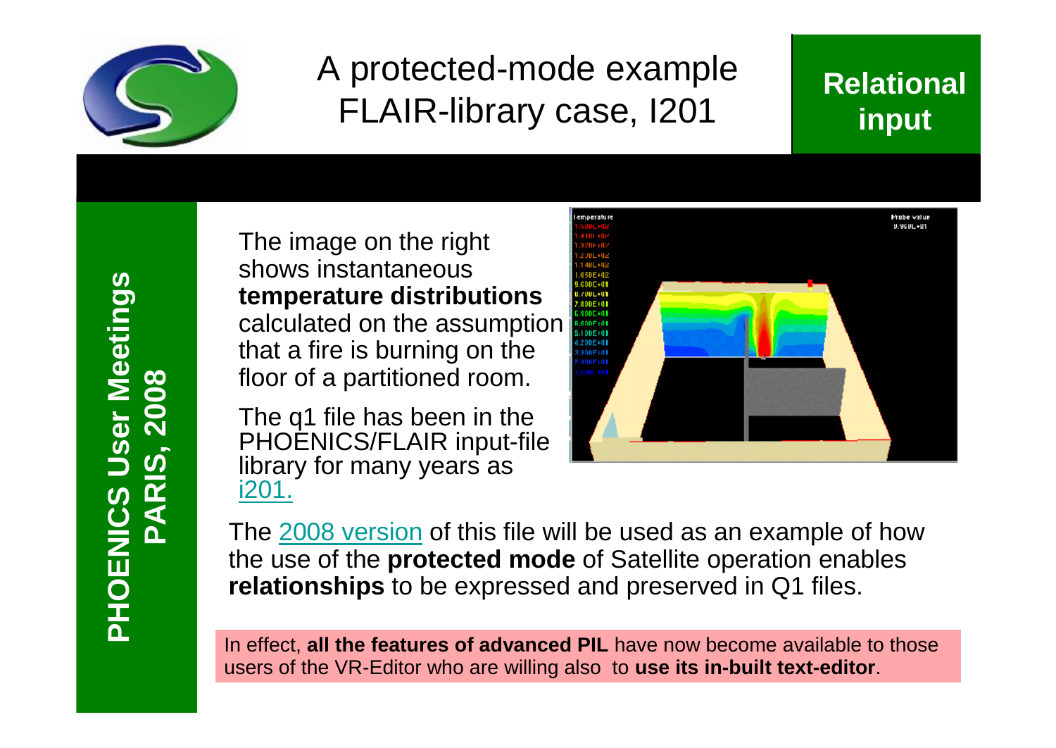# A protected-mode example FLAIR-library case, I201

**Relational input**

**PHOENICS User Meetings PARIS, 2008**

The image on the right shows instantaneous **temperature distributions** calculated on the assumption that a fire is burning on the floor of a partitioned room.

The q1 file has been in the PHOENICS/FLAIR input-file library for many years as i201.

The 2008 version of this file will be used as an example of how the use of the **protected mode** of Satellite operation enables **relationships** to be expressed and preserved in Q1 files.

In effect, **all the features of advanced PIL** have now become available to those users of the VR-Editor who are willing also to **use its in-built text-editor**.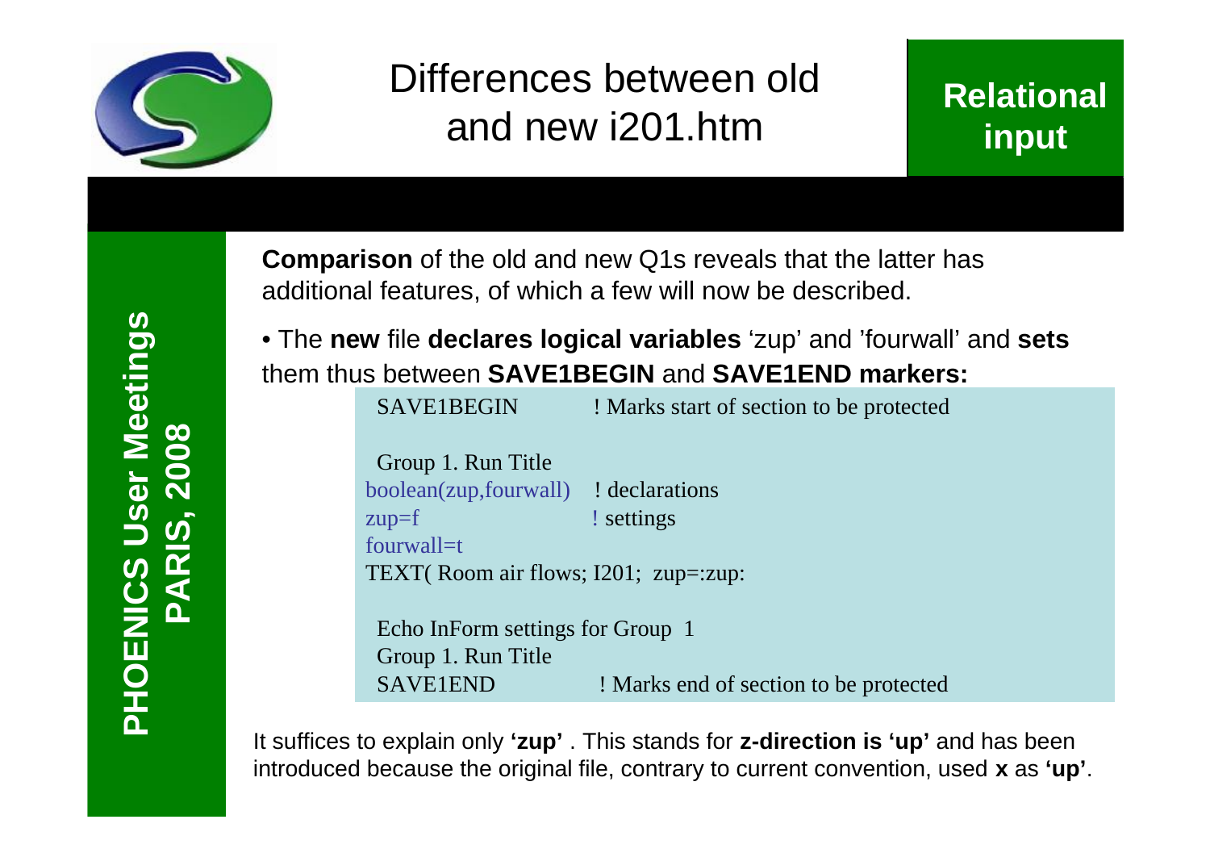# Differences between old and new i201.htm

**Relational input**

**Comparison** of the old and new Q1s reveals that the latter has additional features, of which a few will now be described.

- The **new** file **declares logical variables** 'zup' and 'fourwall' and **sets** them thus between **SAVE1BEGIN** and **SAVE1END markers:**

```
 SAVE1BEGIN           ! Marks start of section to be protected

 Group 1. Run Title
boolean(zup,fourwall)   ! declarations
zup=f                   ! settings
fourwall=t
TEXT( Room air flows; I201;  zup=:zup:

 Echo InForm settings for Group  1
 Group 1. Run Title
 SAVE1END              ! Marks end of section to be protected
```

It suffices to explain only **'zup'** . This stands for **z-direction is 'up'** and has been introduced because the original file, contrary to current convention, used **x** as **'up'**.

**PHOENICS User Meetings PARIS, 2008**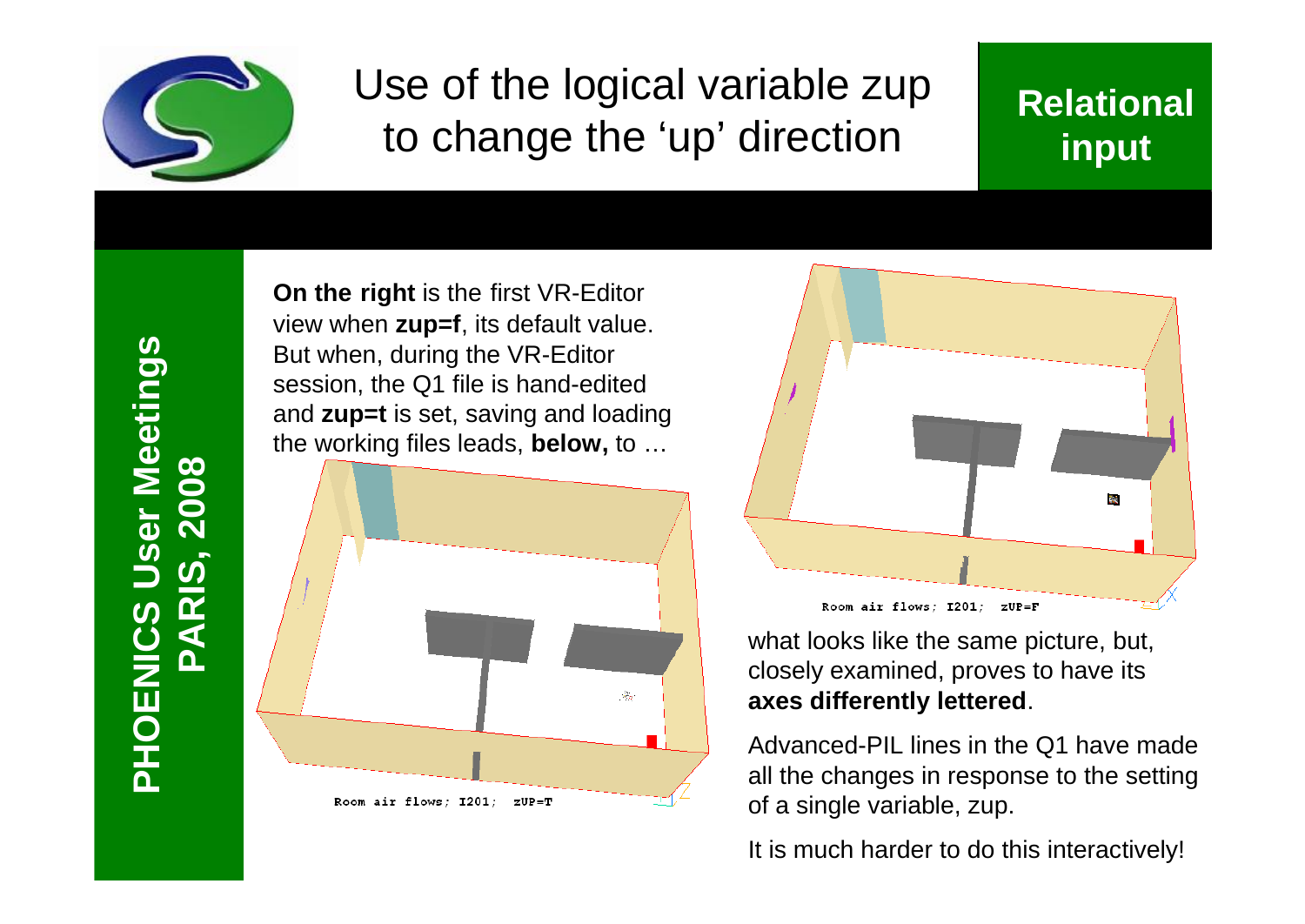# Use of the logical variable zup to change the 'up' direction

**Relational input**

**PHOENICS User Meetings PARIS, 2008**

**On the right** is the first VR-Editor view when **zup=f**, its default value. But when, during the VR-Editor session, the Q1 file is hand-edited and **zup=t** is set, saving and loading the working files leads, **below,** to …

Room air flows; I201; zUP=T

Room air flows; I201; zUP=F

what looks like the same picture, but, closely examined, proves to have its **axes differently lettered**.

Advanced-PIL lines in the Q1 have made all the changes in response to the setting of a single variable, zup.

It is much harder to do this interactively!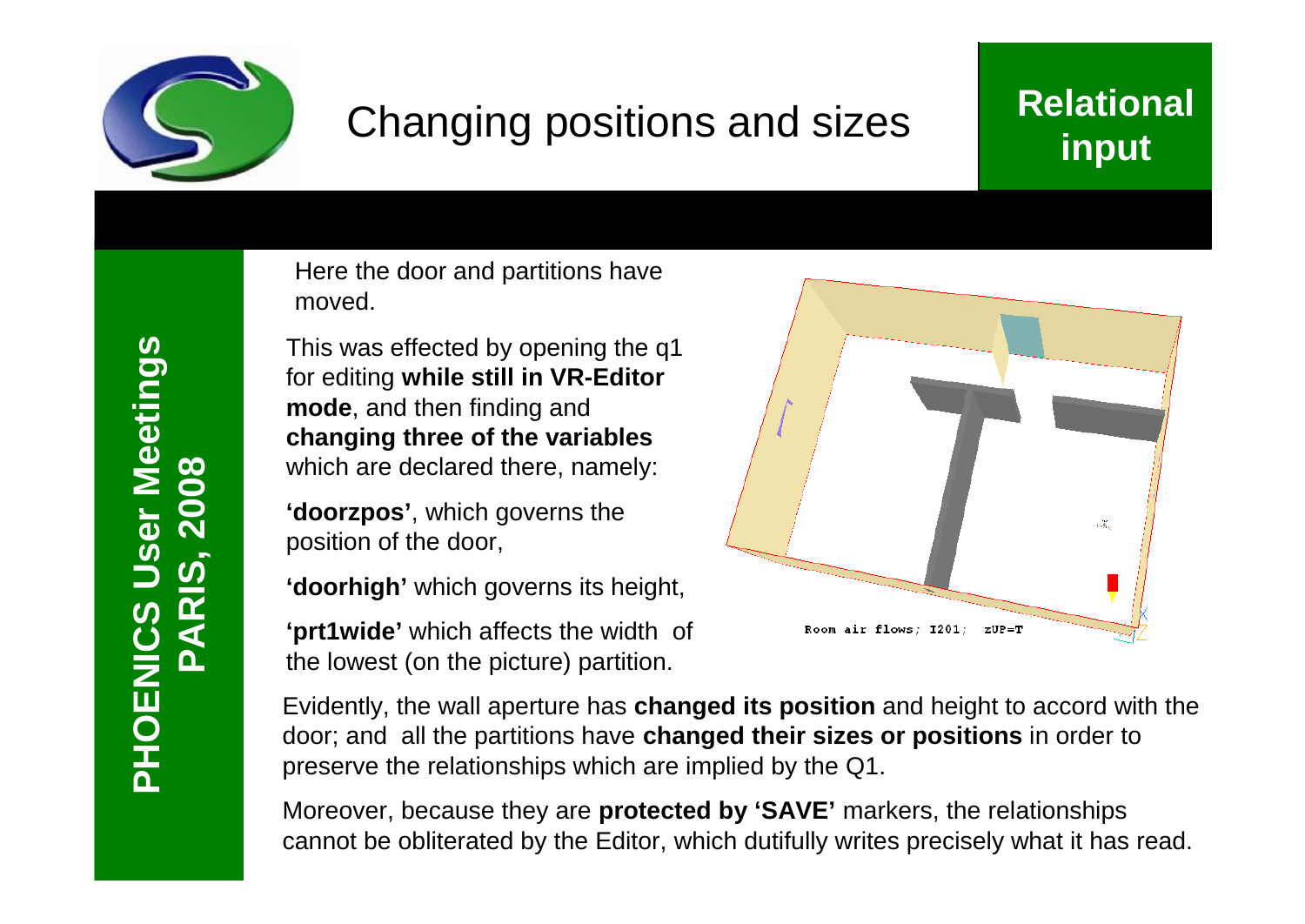# Changing positions and sizes

**Relational input**

Here the door and partitions have moved.

This was effected by opening the q1 for editing **while still in VR-Editor mode**, and then finding and **changing three of the variables** which are declared there, namely:

**'doorzpos'**, which governs the position of the door,

**'doorhigh'** which governs its height,

**'prt1wide'** which affects the width of the lowest (on the picture) partition.

Room air flows; I201; zUP=T

Evidently, the wall aperture has **changed its position** and height to accord with the door; and all the partitions have **changed their sizes or positions** in order to preserve the relationships which are implied by the Q1.

Moreover, because they are **protected by 'SAVE'** markers, the relationships cannot be obliterated by the Editor, which dutifully writes precisely what it has read.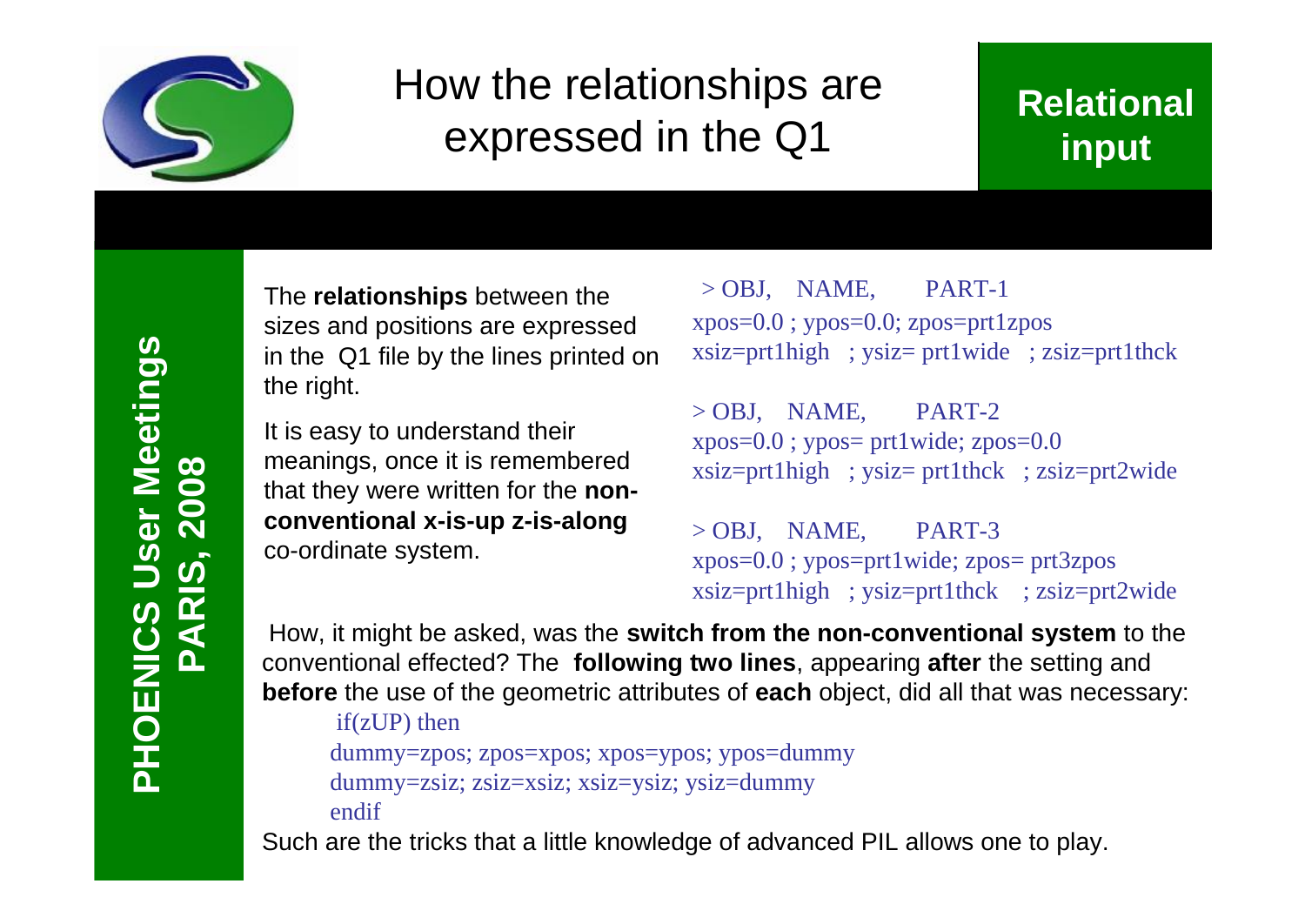# How the relationships are expressed in the Q1

**Relational input**

The **relationships** between the sizes and positions are expressed in the Q1 file by the lines printed on the right.

It is easy to understand their meanings, once it is remembered that they were written for the **non-conventional x-is-up z-is-along** co-ordinate system.

```
> OBJ,   NAME,      PART-1
xpos=0.0 ; ypos=0.0; zpos=prt1zpos
xsiz=prt1high   ; ysiz= prt1wide   ; zsiz=prt1thck

> OBJ,   NAME,      PART-2
xpos=0.0 ; ypos= prt1wide; zpos=0.0
xsiz=prt1high   ; ysiz= prt1thck   ; zsiz=prt2wide

> OBJ,   NAME,      PART-3
xpos=0.0 ; ypos=prt1wide; zpos= prt3zpos
xsiz=prt1high   ; ysiz=prt1thck    ; zsiz=prt2wide
```

How, it might be asked, was the **switch from the non-conventional system** to the conventional effected? The **following two lines**, appearing **after** the setting and **before** the use of the geometric attributes of **each** object, did all that was necessary:

```
if(zUP) then
dummy=zpos; zpos=xpos; xpos=ypos; ypos=dummy
dummy=zsiz; zsiz=xsiz; xsiz=ysiz; ysiz=dummy
endif
```

Such are the tricks that a little knowledge of advanced PIL allows one to play.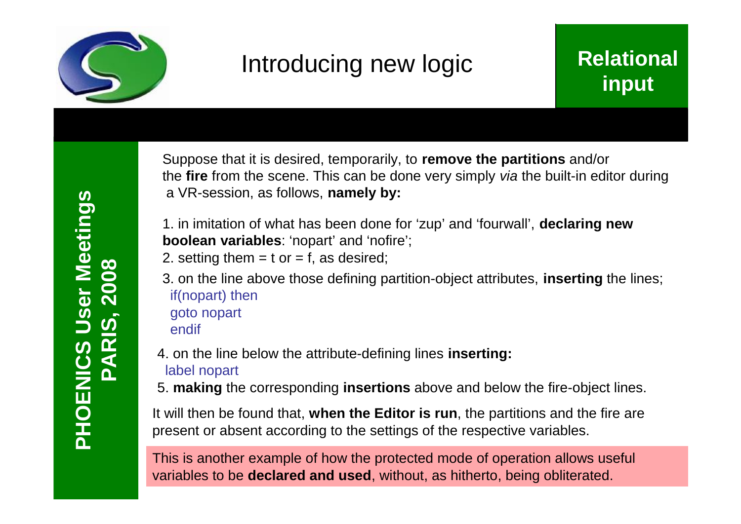# Introducing new logic

**Relational input**

Suppose that it is desired, temporarily, to **remove the partitions** and/or the **fire** from the scene. This can be done very simply *via* the built-in editor during a VR-session, as follows, **namely by:**

1. in imitation of what has been done for 'zup' and 'fourwall', **declaring new boolean variables**: 'nopart' and 'nofire';
2. setting them = t or = f, as desired;
3. on the line above those defining partition-object attributes, **inserting** the lines;

```
if(nopart) then
goto nopart
endif
```

4. on the line below the attribute-defining lines **inserting:**

```
label nopart
```

5. **making** the corresponding **insertions** above and below the fire-object lines.

It will then be found that, **when the Editor is run**, the partitions and the fire are present or absent according to the settings of the respective variables.

This is another example of how the protected mode of operation allows useful variables to be **declared and used**, without, as hitherto, being obliterated.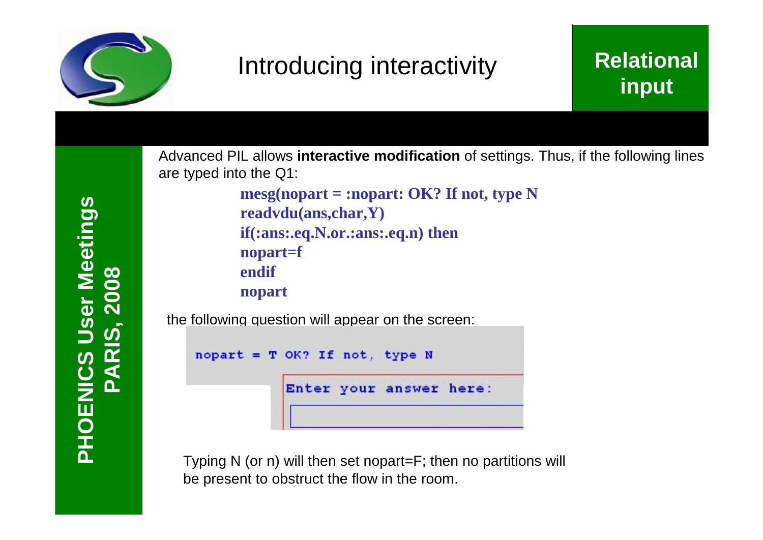# Introducing interactivity

**Relational input**

Advanced PIL allows **interactive modification** of settings. Thus, if the following lines are typed into the Q1:

```
mesg(nopart = :nopart: OK? If not, type N
readvdu(ans,char,Y)
if(:ans:.eq.N.or.:ans:.eq.n) then
nopart=f
endif
nopart
```

the following question will appear on the screen:

```
nopart = T OK? If not, type N

Enter your answer here:
```

Typing N (or n) will then set nopart=F; then no partitions will be present to obstruct the flow in the room.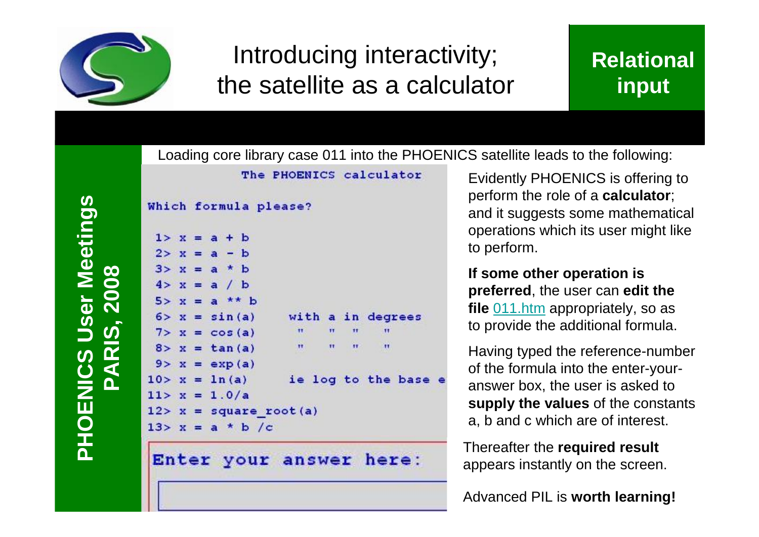# Introducing interactivity; the satellite as a calculator

**Relational input**

Loading core library case 011 into the PHOENICS satellite leads to the following:

```
The PHOENICS calculator

Which formula please?

 1> x = a + b
 2> x = a - b
 3> x = a * b
 4> x = a / b
 5> x = a ** b
 6> x = sin(a)     with a in degrees
 7> x = cos(a)      "    "  "    "
 8> x = tan(a)      "    "  "    "
 9> x = exp(a)
10> x = ln(a)      ie log to the base e
11> x = 1.0/a
12> x = square_root(a)
13> x = a * b /c

Enter your answer here:
```

Evidently PHOENICS is offering to perform the role of a **calculator**; and it suggests some mathematical operations which its user might like to perform.

**If some other operation is preferred**, the user can **edit the file** 011.htm appropriately, so as to provide the additional formula.

Having typed the reference-number of the formula into the enter-your-answer box, the user is asked to **supply the values** of the constants a, b and c which are of interest.

Thereafter the **required result** appears instantly on the screen.

Advanced PIL is **worth learning!**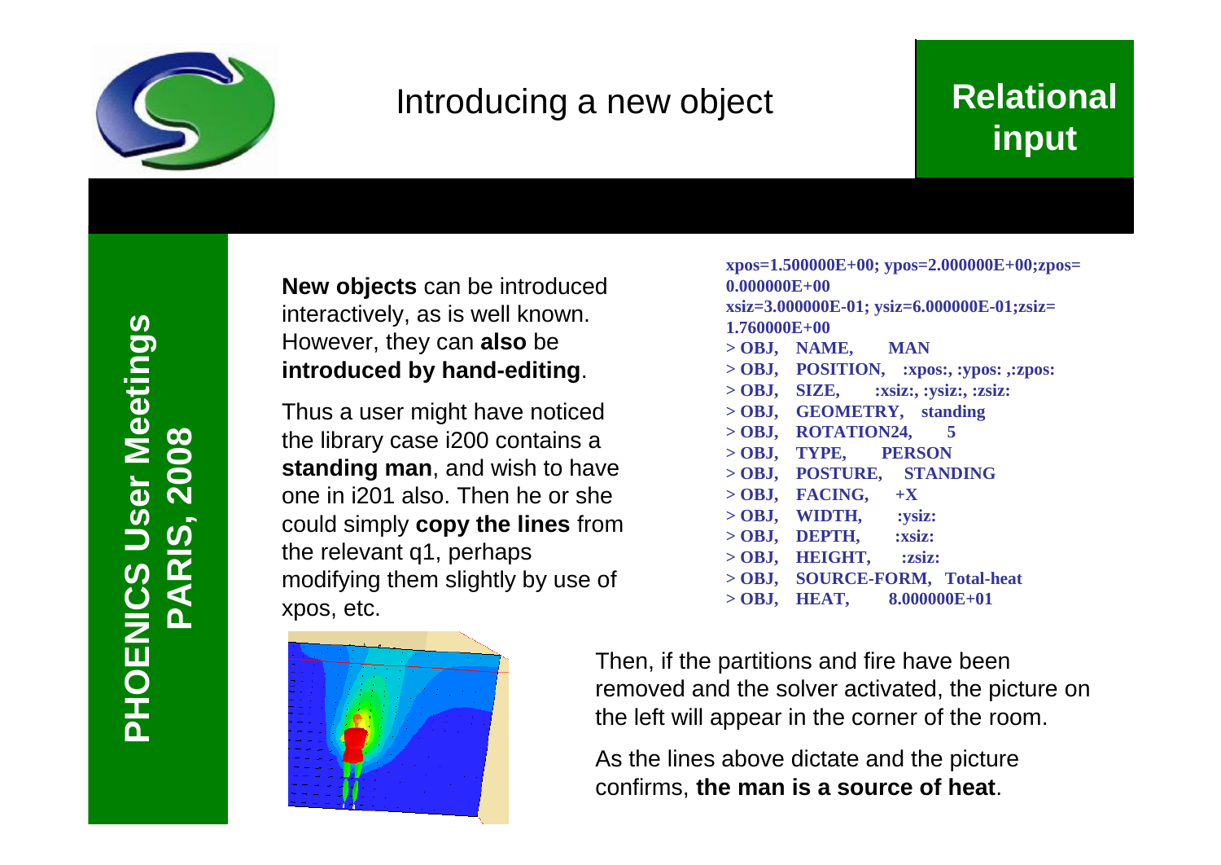# Introducing a new object

**Relational input**

**New objects** can be introduced interactively, as is well known. However, they can **also** be **introduced by hand-editing**.

Thus a user might have noticed the library case i200 contains a **standing man**, and wish to have one in i201 also. Then he or she could simply **copy the lines** from the relevant q1, perhaps modifying them slightly by use of xpos, etc.

```
xpos=1.500000E+00; ypos=2.000000E+00;zpos=
0.000000E+00
xsiz=3.000000E-01; ysiz=6.000000E-01;zsiz=
1.760000E+00
> OBJ,   NAME,        MAN
> OBJ,   POSITION,    :xpos:, :ypos: ,:zpos:
> OBJ,   SIZE,        :xsiz:, :ysiz:, :zsiz:
> OBJ,   GEOMETRY,    standing
> OBJ,   ROTATION24,  5
> OBJ,   TYPE,        PERSON
> OBJ,   POSTURE,     STANDING
> OBJ,   FACING,      +X
> OBJ,   WIDTH,       :ysiz:
> OBJ,   DEPTH,       :xsiz:
> OBJ,   HEIGHT,      :zsiz:
> OBJ,   SOURCE-FORM, Total-heat
> OBJ,   HEAT,        8.000000E+01
```

Then, if the partitions and fire have been removed and the solver activated, the picture on the left will appear in the corner of the room.

As the lines above dictate and the picture confirms, **the man is a source of heat**.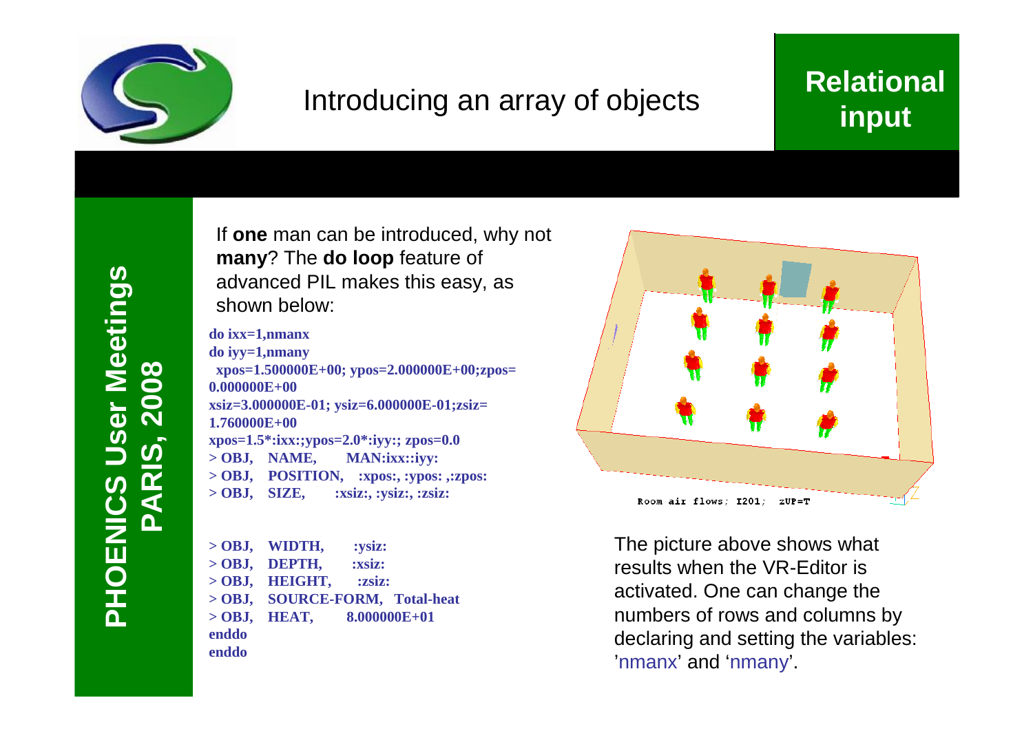# Introducing an array of objects

## Relational input

**PHOENICS User Meetings PARIS, 2008**

If **one** man can be introduced, why not **many**? The **do loop** feature of advanced PIL makes this easy, as shown below:

```
do ixx=1,nmanx
do iyy=1,nmany
 xpos=1.500000E+00; ypos=2.000000E+00;zpos=
0.000000E+00
xsiz=3.000000E-01; ysiz=6.000000E-01;zsiz=
1.760000E+00
xpos=1.5*:ixx:;ypos=2.0*:iyy:; zpos=0.0
> OBJ,   NAME,       MAN:ixx::iyy:
> OBJ,   POSITION,   :xpos:, :ypos: ,:zpos:
> OBJ,   SIZE,       :xsiz:, :ysiz:, :zsiz:

> OBJ,   WIDTH,       :ysiz:
> OBJ,   DEPTH,       :xsiz:
> OBJ,   HEIGHT,      :zsiz:
> OBJ,   SOURCE-FORM,  Total-heat
> OBJ,   HEAT,        8.000000E+01
enddo
enddo
```

Room air flows; I201; zUP=T

The picture above shows what results when the VR-Editor is activated. One can change the numbers of rows and columns by declaring and setting the variables: 'nmanx' and 'nmany'.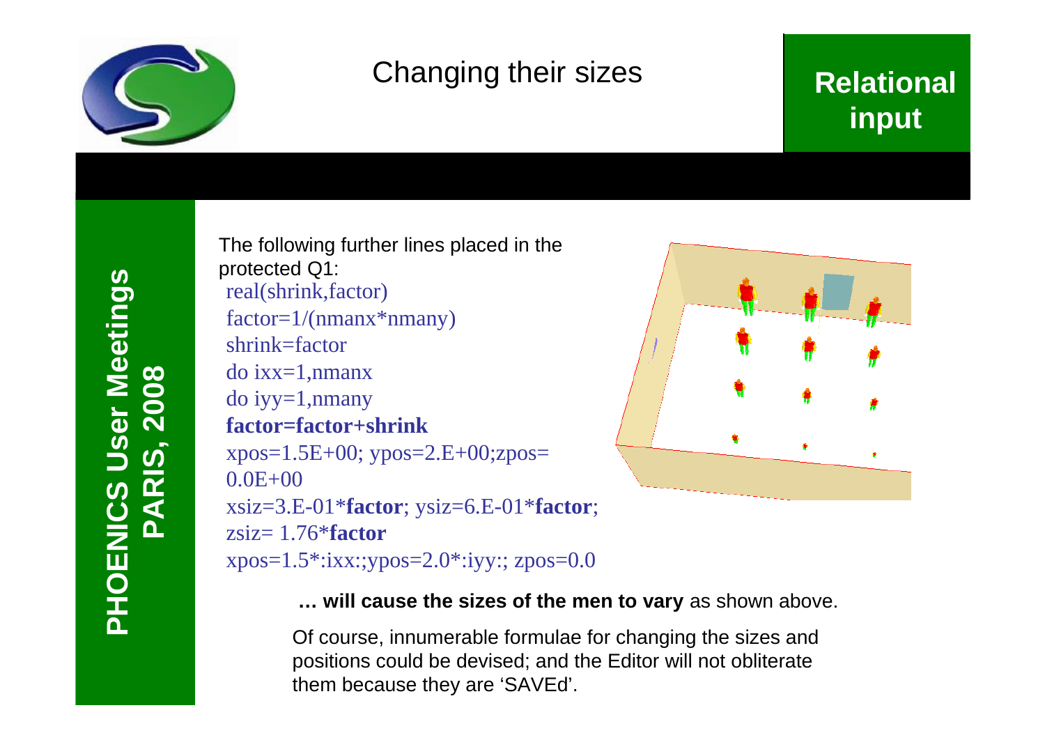# Changing their sizes

**Relational input**

The following further lines placed in the protected Q1:

```
real(shrink,factor)
factor=1/(nmanx*nmany)
shrink=factor
do ixx=1,nmanx
do iyy=1,nmany
factor=factor+shrink
xpos=1.5E+00; ypos=2.E+00;zpos=
0.0E+00
xsiz=3.E-01*factor; ysiz=6.E-01*factor;
zsiz= 1.76*factor
xpos=1.5*:ixx:;ypos=2.0*:iyy:; zpos=0.0
```

**… will cause the sizes of the men to vary** as shown above.

Of course, innumerable formulae for changing the sizes and positions could be devised; and the Editor will not obliterate them because they are 'SAVEd'.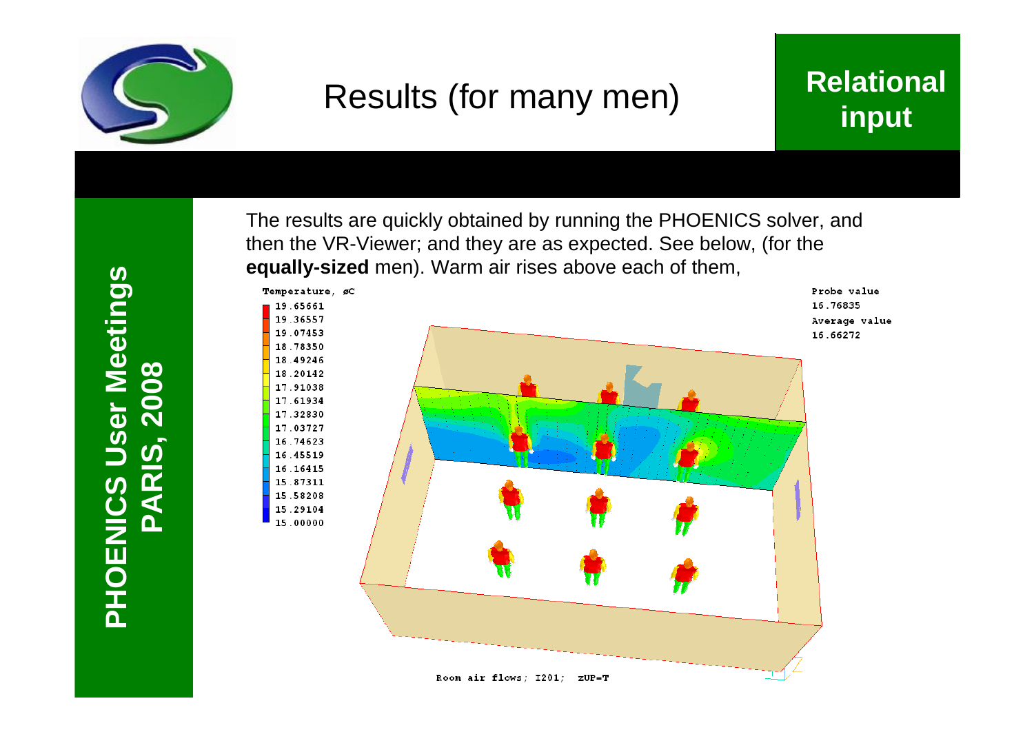# Results (for many men)

**Relational input**

The results are quickly obtained by running the PHOENICS solver, and then the VR-Viewer; and they are as expected. See below, (for the **equally-sized** men). Warm air rises above each of them,

Temperature, øC

19.65661
19.36557
19.07453
18.78350
18.49246
18.20142
17.91038
17.61934
17.32830
17.03727
16.74623
16.45519
16.16415
15.87311
15.58208
15.29104
15.00000

Probe value
16.76835
Average value
16.66272

Room air flows; I201; zUP=T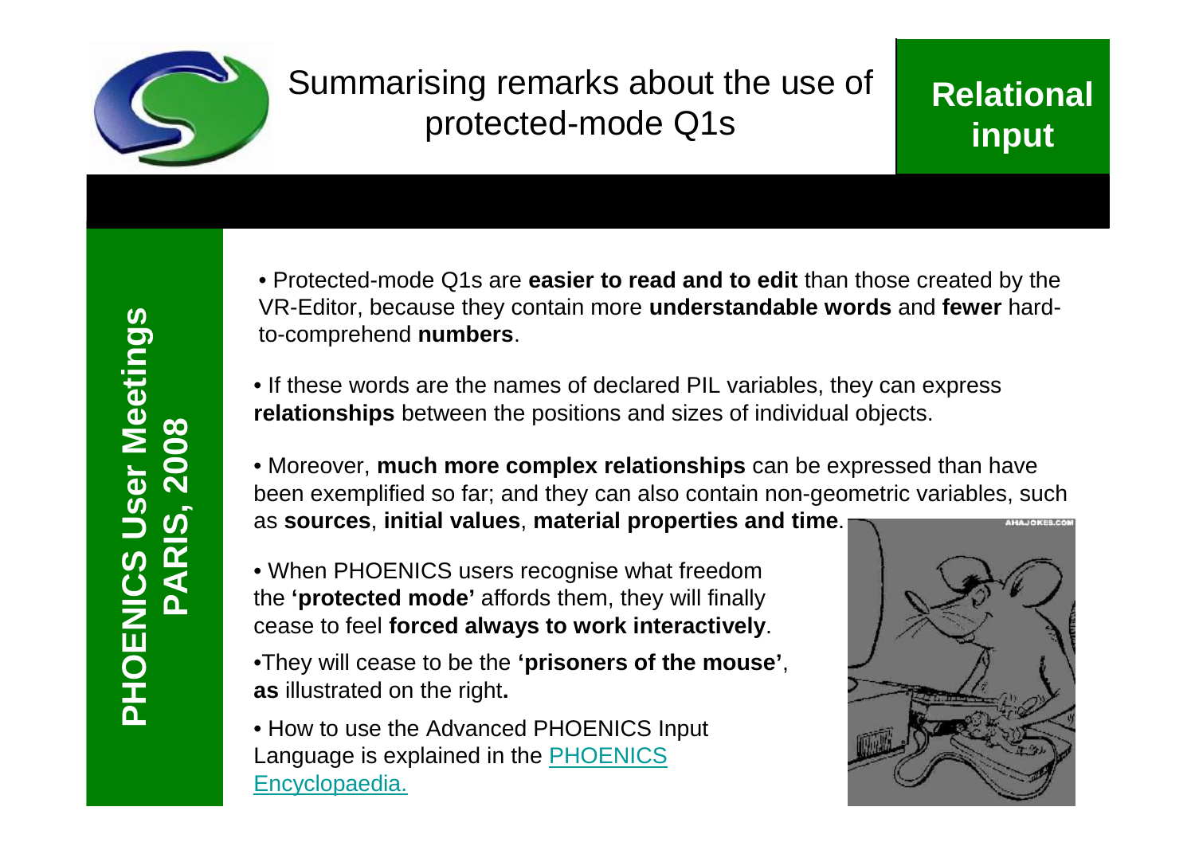# Summarising remarks about the use of protected-mode Q1s

**Relational input**

- Protected-mode Q1s are **easier to read and to edit** than those created by the VR-Editor, because they contain more **understandable words** and **fewer** hard-to-comprehend **numbers**.

- If these words are the names of declared PIL variables, they can express **relationships** between the positions and sizes of individual objects.

- Moreover, **much more complex relationships** can be expressed than have been exemplified so far; and they can also contain non-geometric variables, such as **sources**, **initial values**, **material properties and time**.

- When PHOENICS users recognise what freedom the **'protected mode'** affords them, they will finally cease to feel **forced always to work interactively**.

- They will cease to be the **'prisoners of the mouse'**, **as** illustrated on the right**.**

- How to use the Advanced PHOENICS Input Language is explained in the PHOENICS Encyclopaedia.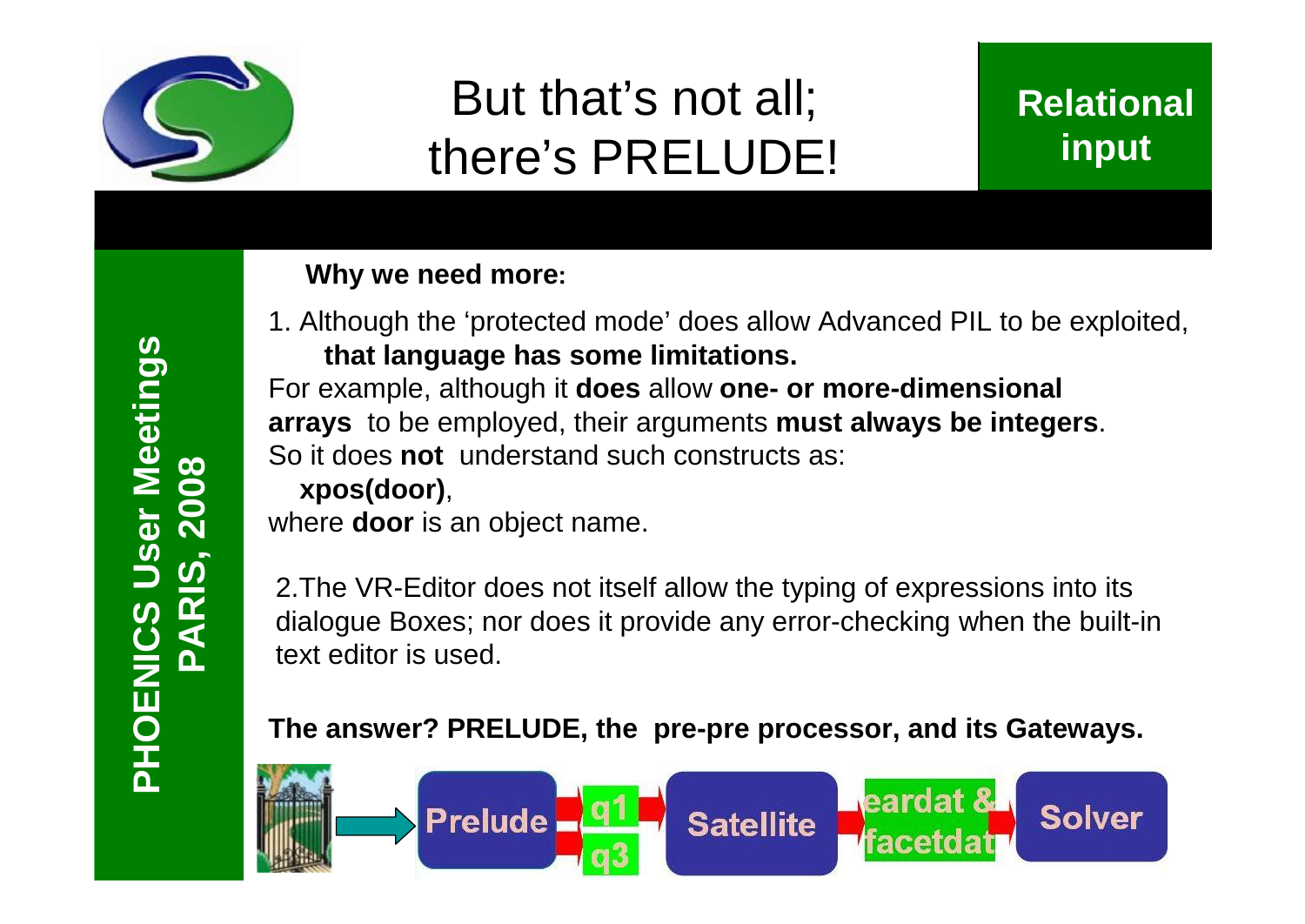# But that's not all; there's PRELUDE!

**Relational input**

**Why we need more:**

1. Although the 'protected mode' does allow Advanced PIL to be exploited, **that language has some limitations.**

For example, although it **does** allow **one- or more-dimensional arrays** to be employed, their arguments **must always be integers**.
So it does **not** understand such constructs as:
**xpos(door)**,
where **door** is an object name.

2. The VR-Editor does not itself allow the typing of expressions into its dialogue Boxes; nor does it provide any error-checking when the built-in text editor is used.

**The answer? PRELUDE, the pre-pre processor, and its Gateways.**

Prelude → q1 / q3 → Satellite → eardat & facetdat → Solver

**PHOENICS User Meetings PARIS, 2008**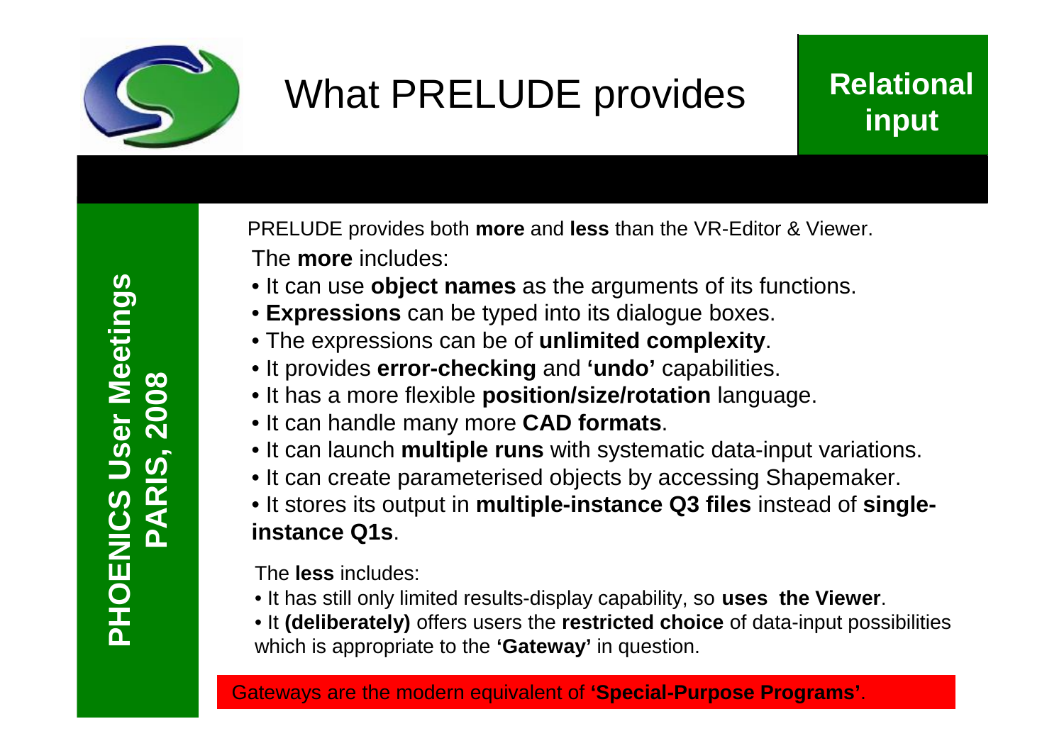# What PRELUDE provides

**Relational input**

PRELUDE provides both **more** and **less** than the VR-Editor & Viewer.

The **more** includes:

- It can use **object names** as the arguments of its functions.
- **Expressions** can be typed into its dialogue boxes.
- The expressions can be of **unlimited complexity**.
- It provides **error-checking** and **'undo'** capabilities.
- It has a more flexible **position/size/rotation** language.
- It can handle many more **CAD formats**.
- It can launch **multiple runs** with systematic data-input variations.
- It can create parameterised objects by accessing Shapemaker.
- It stores its output in **multiple-instance Q3 files** instead of **single-instance Q1s**.

The **less** includes:

- It has still only limited results-display capability, so **uses the Viewer**.
- It **(deliberately)** offers users the **restricted choice** of data-input possibilities which is appropriate to the **'Gateway'** in question.

Gateways are the modern equivalent of **'Special-Purpose Programs'**.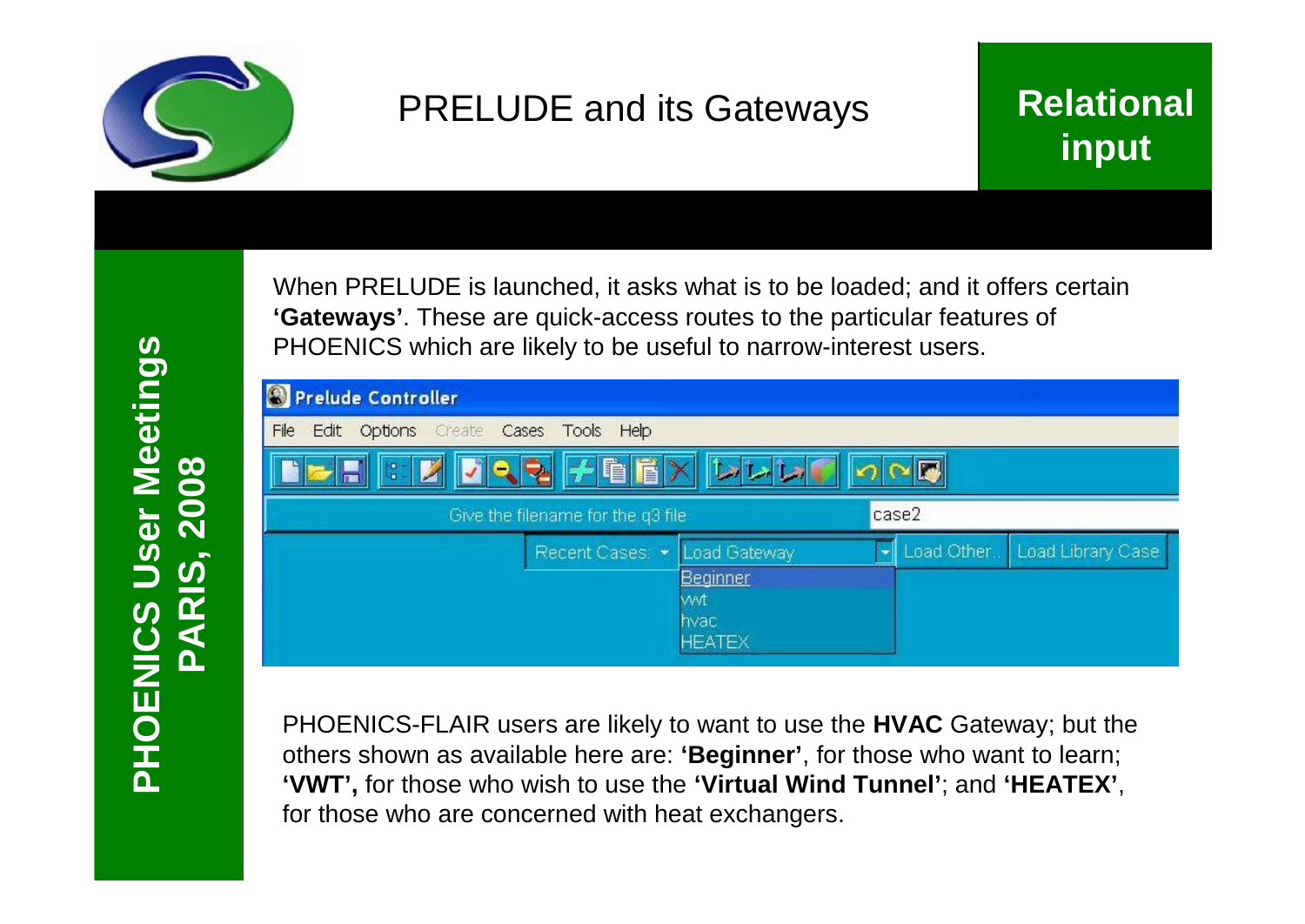# PRELUDE and its Gateways

**Relational input**

When PRELUDE is launched, it asks what is to be loaded; and it offers certain **'Gateways'**. These are quick-access routes to the particular features of PHOENICS which are likely to be useful to narrow-interest users.

PHOENICS-FLAIR users are likely to want to use the **HVAC** Gateway; but the others shown as available here are: **'Beginner'**, for those who want to learn; **'VWT',** for those who wish to use the **'Virtual Wind Tunnel'**; and **'HEATEX'**, for those who are concerned with heat exchangers.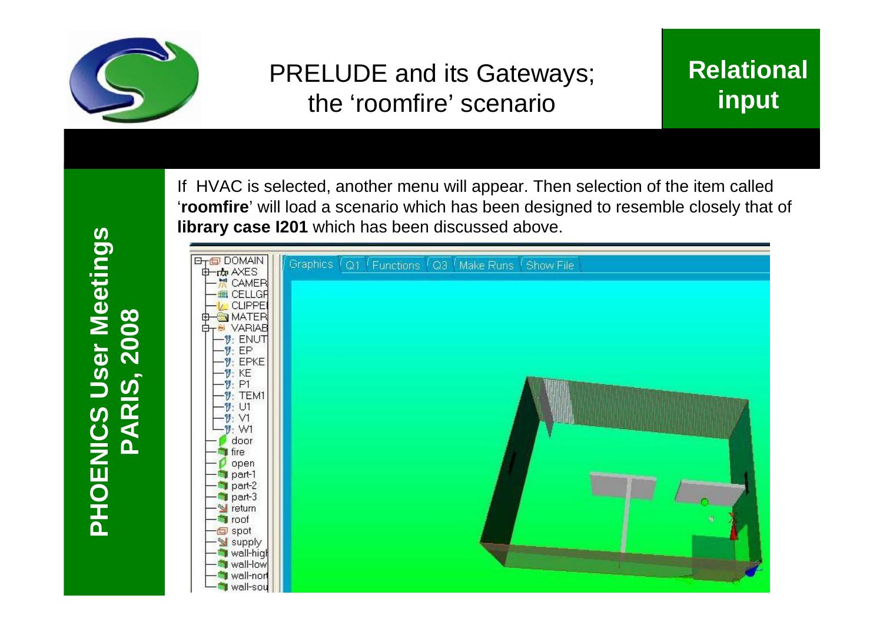# PRELUDE and its Gateways; the 'roomfire' scenario

**Relational input**

If HVAC is selected, another menu will appear. Then selection of the item called '**roomfire**' will load a scenario which has been designed to resemble closely that of **library case I201** which has been discussed above.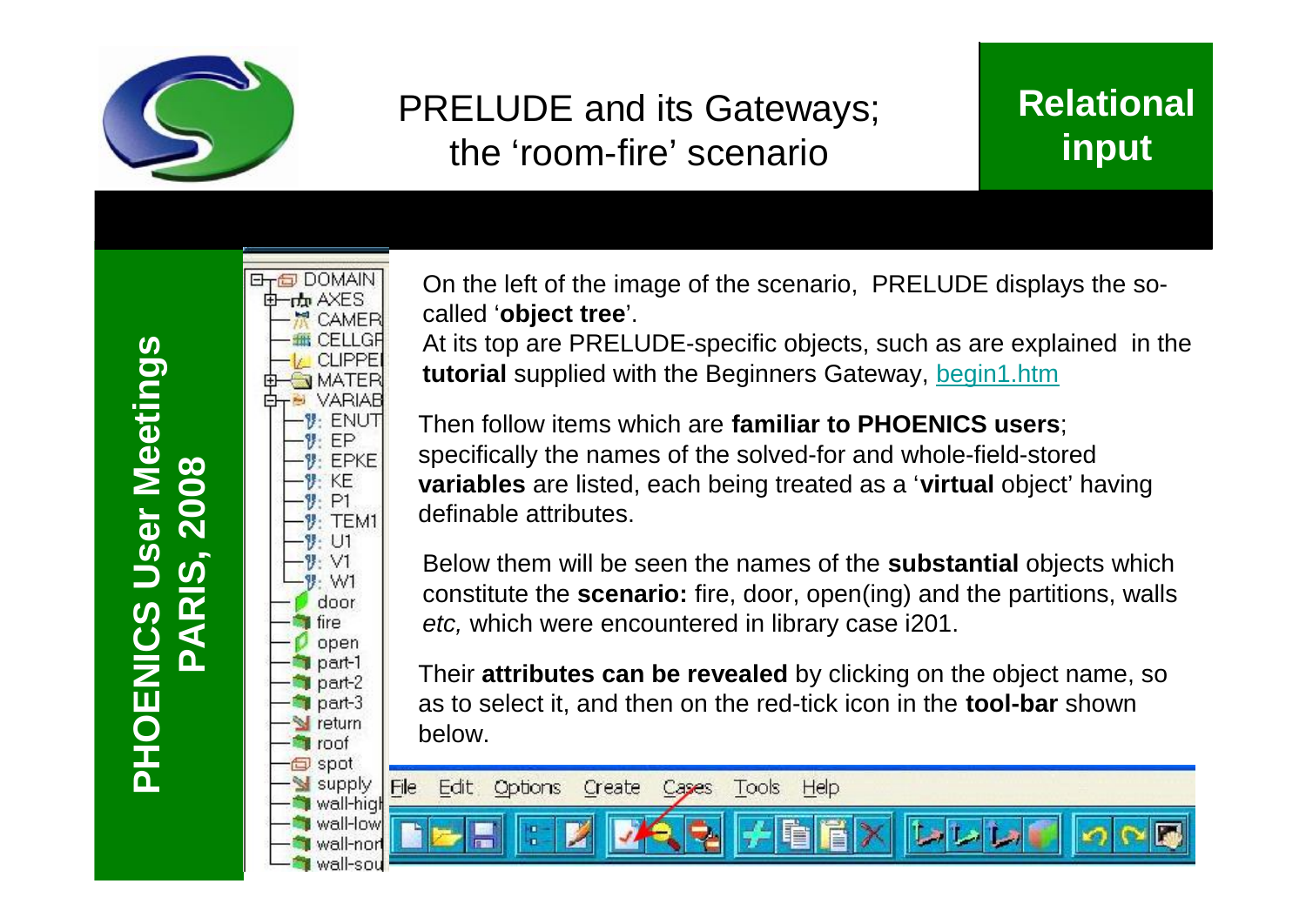# PRELUDE and its Gateways; the 'room-fire' scenario

**Relational input**

**PHOENICS User Meetings PARIS, 2008**

On the left of the image of the scenario, PRELUDE displays the so-called '**object tree**'.
At its top are PRELUDE-specific objects, such as are explained in the **tutorial** supplied with the Beginners Gateway, begin1.htm

Then follow items which are **familiar to PHOENICS users**; specifically the names of the solved-for and whole-field-stored **variables** are listed, each being treated as a '**virtual** object' having definable attributes.

Below them will be seen the names of the **substantial** objects which constitute the **scenario:** fire, door, open(ing) and the partitions, walls *etc,* which were encountered in library case i201.

Their **attributes can be revealed** by clicking on the object name, so as to select it, and then on the red-tick icon in the **tool-bar** shown below.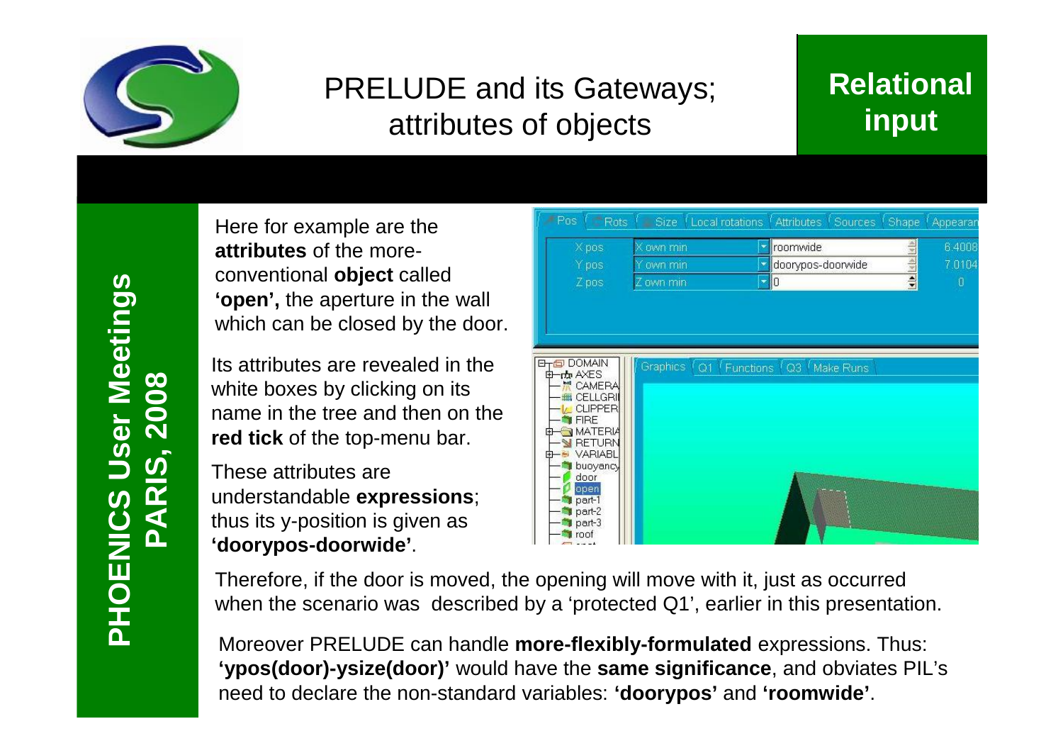# PRELUDE and its Gateways; attributes of objects

**Relational input**

**PHOENICS User Meetings PARIS, 2008**

Here for example are the **attributes** of the more-conventional **object** called **'open',** the aperture in the wall which can be closed by the door.

Its attributes are revealed in the white boxes by clicking on its name in the tree and then on the **red tick** of the top-menu bar.

These attributes are understandable **expressions**; thus its y-position is given as **'doorypos-doorwide'**.

Therefore, if the door is moved, the opening will move with it, just as occurred when the scenario was described by a 'protected Q1', earlier in this presentation.

Moreover PRELUDE can handle **more-flexibly-formulated** expressions. Thus: **'ypos(door)-ysize(door)'** would have the **same significance**, and obviates PIL's need to declare the non-standard variables: **'doorypos'** and **'roomwide'**.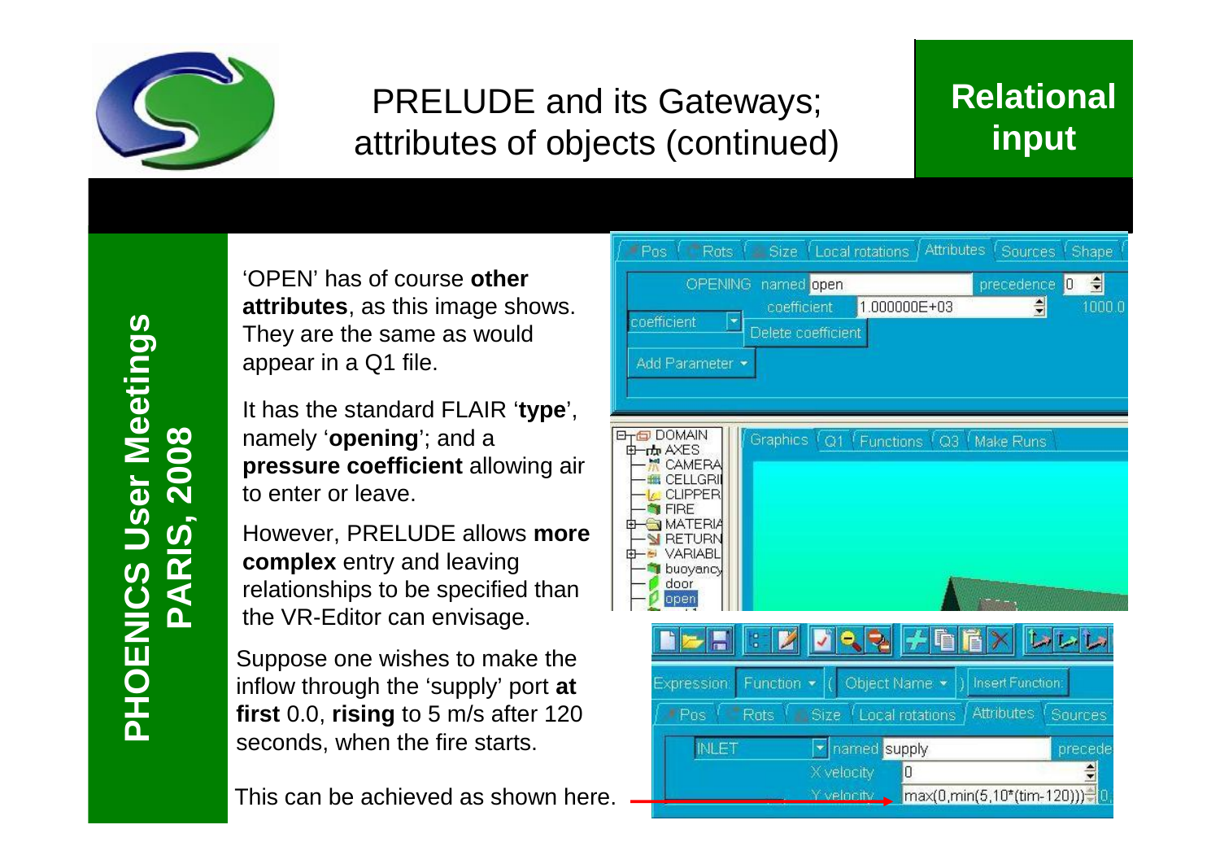# PRELUDE and its Gateways; attributes of objects (continued)

**Relational input**

**PHOENICS User Meetings PARIS, 2008**

'OPEN' has of course **other attributes**, as this image shows. They are the same as would appear in a Q1 file.

It has the standard FLAIR '**type**', namely '**opening**'; and a **pressure coefficient** allowing air to enter or leave.

However, PRELUDE allows **more complex** entry and leaving relationships to be specified than the VR-Editor can envisage.

Suppose one wishes to make the inflow through the 'supply' port **at first** 0.0, **rising** to 5 m/s after 120 seconds, when the fire starts.

This can be achieved as shown here.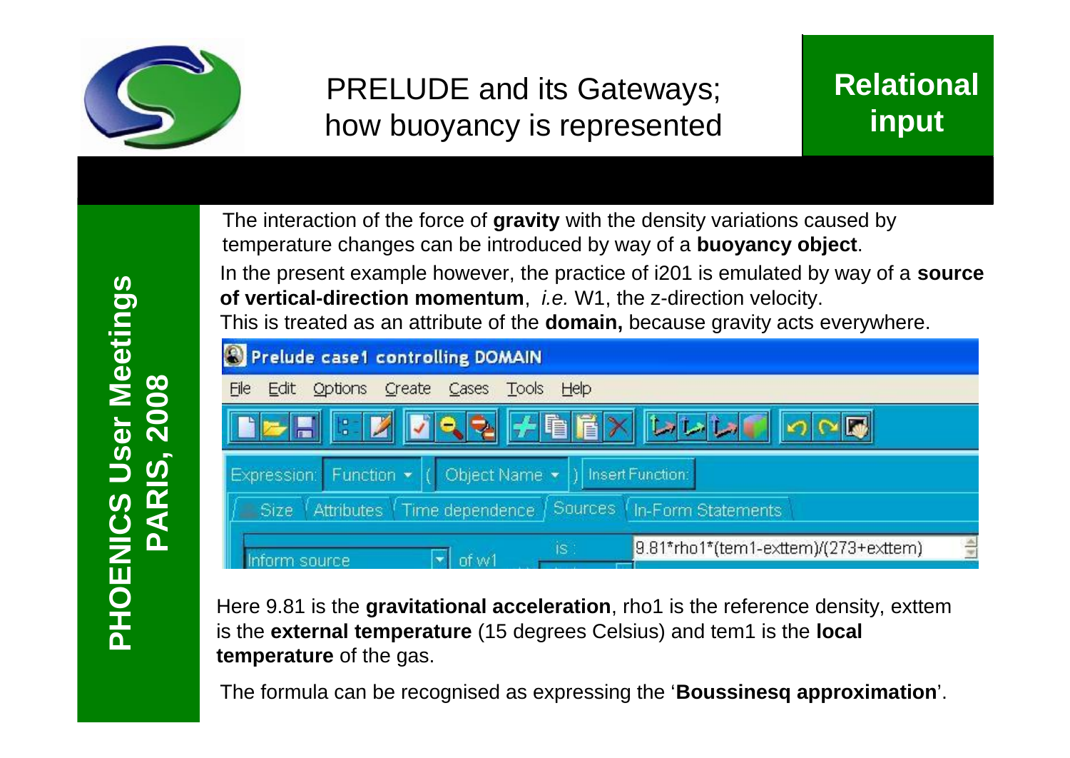# PRELUDE and its Gateways; how buoyancy is represented

**Relational input**

The interaction of the force of **gravity** with the density variations caused by temperature changes can be introduced by way of a **buoyancy object**.

In the present example however, the practice of i201 is emulated by way of a **source of vertical-direction momentum**, *i.e.* W1, the z-direction velocity.

This is treated as an attribute of the **domain,** because gravity acts everywhere.

Prelude case1 controlling DOMAIN

File Edit Options Create Cases Tools Help

Expression: Function ( Object Name ) Insert Function:

Size | Attributes | Time dependence | Sources | In-Form Statements

Inform source of w1 is : 9.81*rho1*(tem1-exttem)/(273+exttem)

Here 9.81 is the **gravitational acceleration**, rho1 is the reference density, exttem is the **external temperature** (15 degrees Celsius) and tem1 is the **local temperature** of the gas.

The formula can be recognised as expressing the '**Boussinesq approximation**'.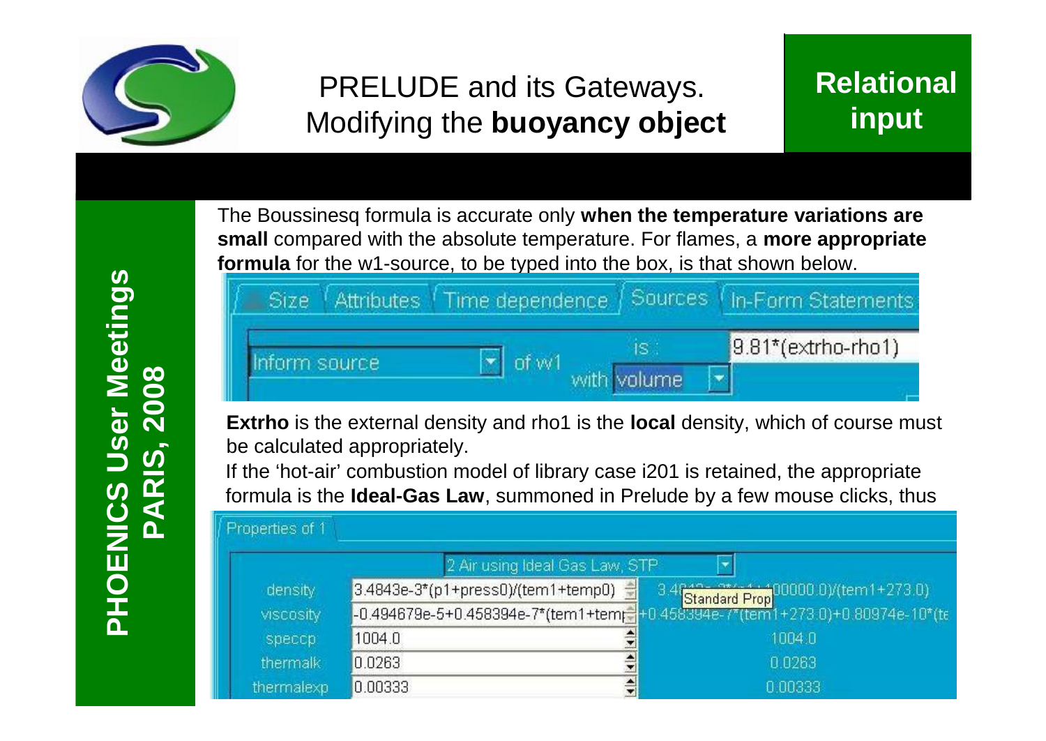# PRELUDE and its Gateways. Modifying the **buoyancy object**

**Relational input**

**PHOENICS User Meetings PARIS, 2008**

The Boussinesq formula is accurate only **when the temperature variations are small** compared with the absolute temperature. For flames, a **more appropriate formula** for the w1-source, to be typed into the box, is that shown below.

| Size | Attributes | Time dependence | Sources | In-Form Statements |
|---|---|---|---|---|
| Inform source | of w1 | is : with volume | 9.81*(extrho-rho1) | |

**Extrho** is the external density and rho1 is the **local** density, which of course must be calculated appropriately.

If the 'hot-air' combustion model of library case i201 is retained, the appropriate formula is the **Ideal-Gas Law**, summoned in Prelude by a few mouse clicks, thus

Properties of 1

2 Air using Ideal Gas Law, STP

| | | Standard Prop |
|---|---|---|
| density | 3.4843e-3*(p1+press0)/(tem1+temp0) | 3.4843e-3*(p1+100000.0)/(tem1+273.0) |
| viscosity | -0.494679e-5+0.458394e-7*(tem1+temp | +0.458394e-7*(tem1+273.0)+0.80974e-10*(te |
| speccp | 1004.0 | 1004.0 |
| thermalk | 0.0263 | 0.0263 |
| thermalexp | 0.00333 | 0.00333 |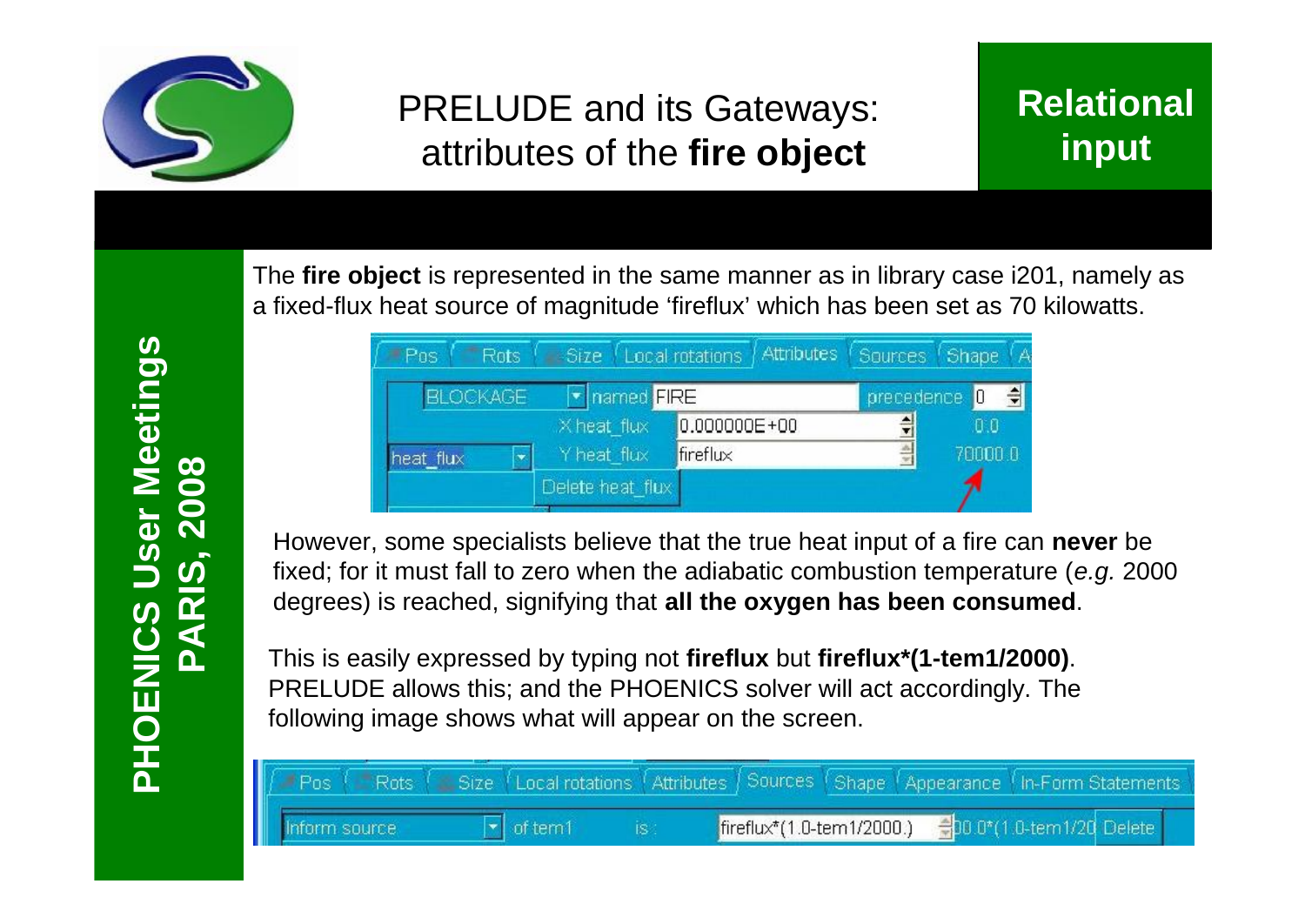# PRELUDE and its Gateways: attributes of the **fire object**

**Relational input**

The **fire object** is represented in the same manner as in library case i201, namely as a fixed-flux heat source of magnitude 'fireflux' which has been set as 70 kilowatts.

| Pos | Rots | Size | Local rotations | Attributes | Sources | Shape |
|---|---|---|---|---|---|---|
| BLOCKAGE | named | FIRE | | precedence | 0 | |
| | X heat_flux | 0.000000E+00 | | | 0.0 | |
| heat_flux | Y heat_flux | fireflux | | | 70000.0 | |
| | Delete heat_flux | | | | | |

However, some specialists believe that the true heat input of a fire can **never** be fixed; for it must fall to zero when the adiabatic combustion temperature (*e.g.* 2000 degrees) is reached, signifying that **all the oxygen has been consumed**.

This is easily expressed by typing not **fireflux** but **fireflux*(1-tem1/2000)**. PRELUDE allows this; and the PHOENICS solver will act accordingly. The following image shows what will appear on the screen.

| Pos | Rots | Size | Local rotations | Attributes | Sources | Shape | Appearance | In-Form Statements |
|---|---|---|---|---|---|---|---|---|
| Inform source | of tem1 | is : | fireflux*(1.0-tem1/2000.) | 00.0*(1.0-tem1/20 | Delete | | | |

PHOENICS User Meetings
PARIS, 2008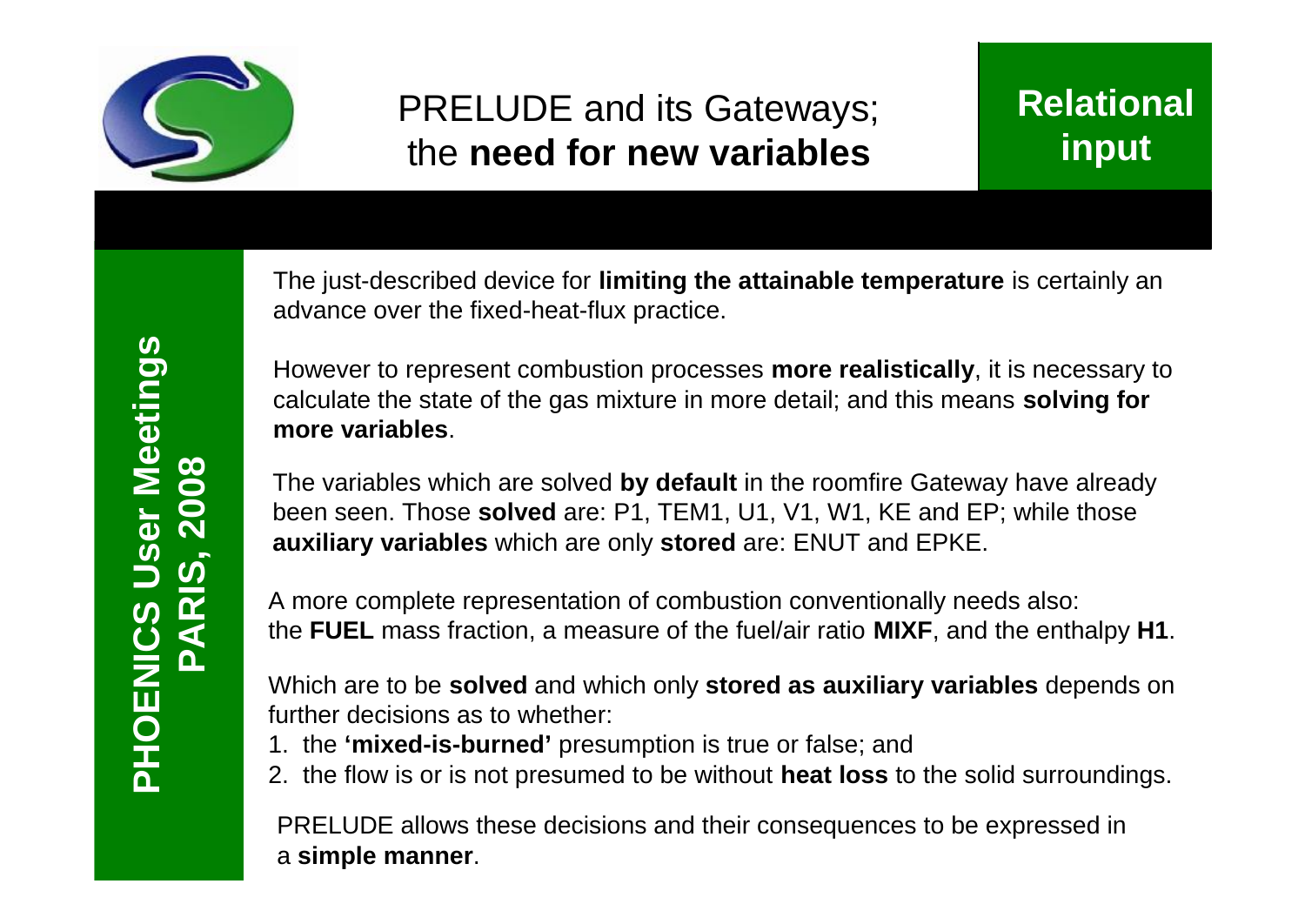# PRELUDE and its Gateways; the **need for new variables**

**Relational input**

The just-described device for **limiting the attainable temperature** is certainly an advance over the fixed-heat-flux practice.

However to represent combustion processes **more realistically**, it is necessary to calculate the state of the gas mixture in more detail; and this means **solving for more variables**.

The variables which are solved **by default** in the roomfire Gateway have already been seen. Those **solved** are: P1, TEM1, U1, V1, W1, KE and EP; while those **auxiliary variables** which are only **stored** are: ENUT and EPKE.

A more complete representation of combustion conventionally needs also: the **FUEL** mass fraction, a measure of the fuel/air ratio **MIXF**, and the enthalpy **H1**.

Which are to be **solved** and which only **stored as auxiliary variables** depends on further decisions as to whether:

1. the **'mixed-is-burned'** presumption is true or false; and
2. the flow is or is not presumed to be without **heat loss** to the solid surroundings.

PRELUDE allows these decisions and their consequences to be expressed in a **simple manner**.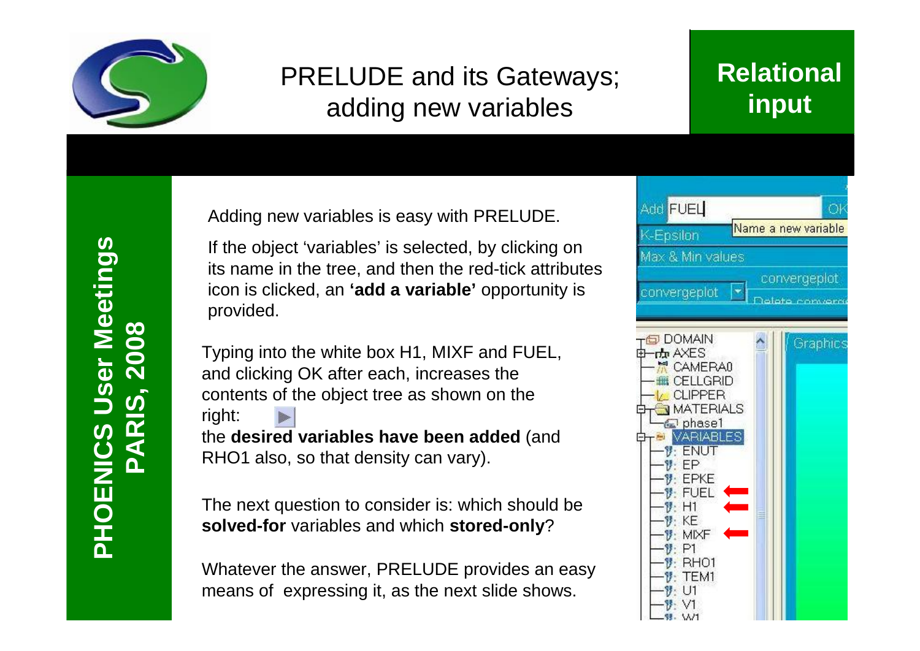# PRELUDE and its Gateways; adding new variables

**Relational input**

Adding new variables is easy with PRELUDE.

If the object 'variables' is selected, by clicking on its name in the tree, and then the red-tick attributes icon is clicked, an **'add a variable'** opportunity is provided.

Typing into the white box H1, MIXF and FUEL, and clicking OK after each, increases the contents of the object tree as shown on the right:

the **desired variables have been added** (and RHO1 also, so that density can vary).

The next question to consider is: which should be **solved-for** variables and which **stored-only**?

Whatever the answer, PRELUDE provides an easy means of expressing it, as the next slide shows.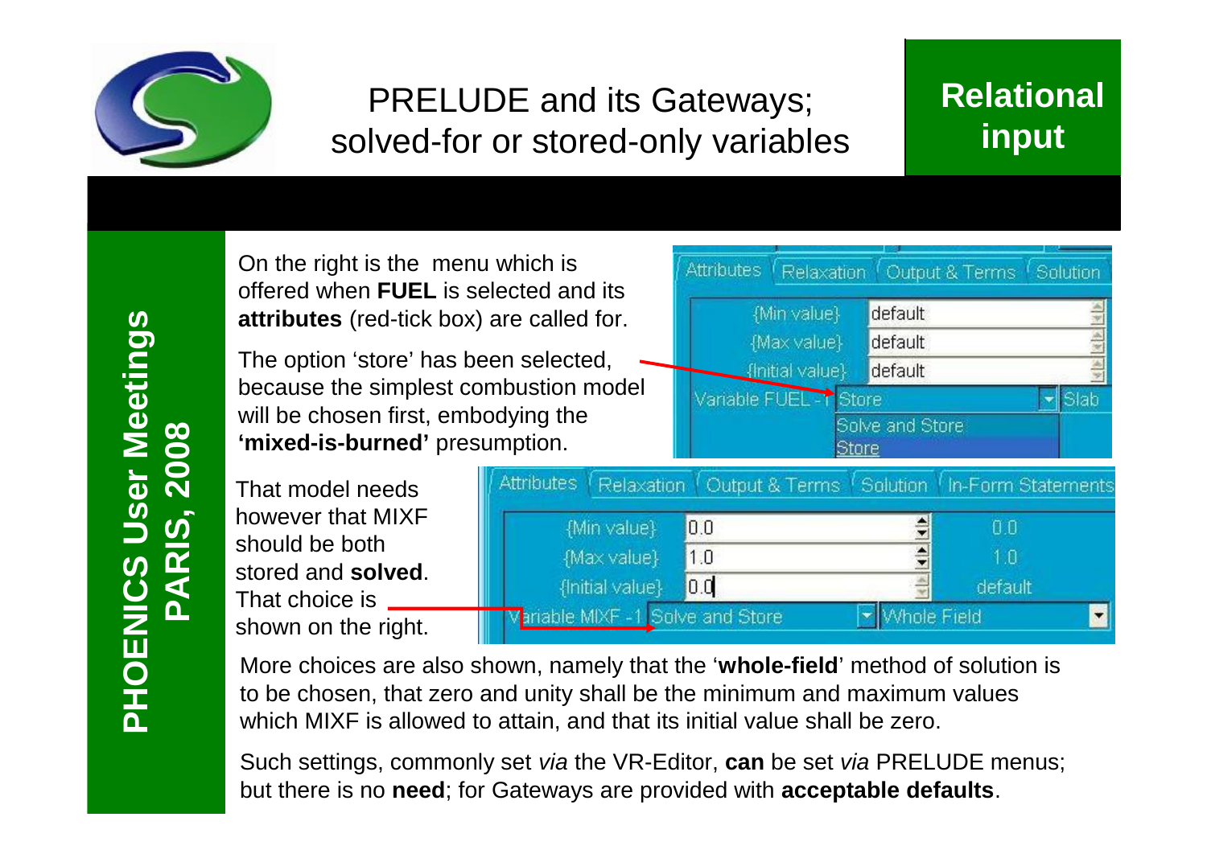# PRELUDE and its Gateways; solved-for or stored-only variables

**Relational input**

**PHOENICS User Meetings PARIS, 2008**

On the right is the menu which is offered when **FUEL** is selected and its **attributes** (red-tick box) are called for.

The option 'store' has been selected, because the simplest combustion model will be chosen first, embodying the **'mixed-is-burned'** presumption.

| Attributes | Relaxation | Output & Terms | Solution |
|---|---|---|---|
| {Min value} | default | | |
| {Max value} | default | | |
| {Initial value} | default | | |
| Variable FUEL -1 | Store | | Slab |
| | Solve and Store | | |
| | Store | | |

That model needs however that MIXF should be both stored and **solved**. That choice is shown on the right.

| Attributes | Relaxation | Output & Terms | Solution | In-Form Statements |
|---|---|---|---|---|
| {Min value} | 0.0 | | 0.0 | |
| {Max value} | 1.0 | | 1.0 | |
| {Initial value} | 0.0 | | default | |
| Variable MIXF -1 | Solve and Store | | Whole Field | |

More choices are also shown, namely that the '**whole-field**' method of solution is to be chosen, that zero and unity shall be the minimum and maximum values which MIXF is allowed to attain, and that its initial value shall be zero.

Such settings, commonly set *via* the VR-Editor, **can** be set *via* PRELUDE menus; but there is no **need**; for Gateways are provided with **acceptable defaults**.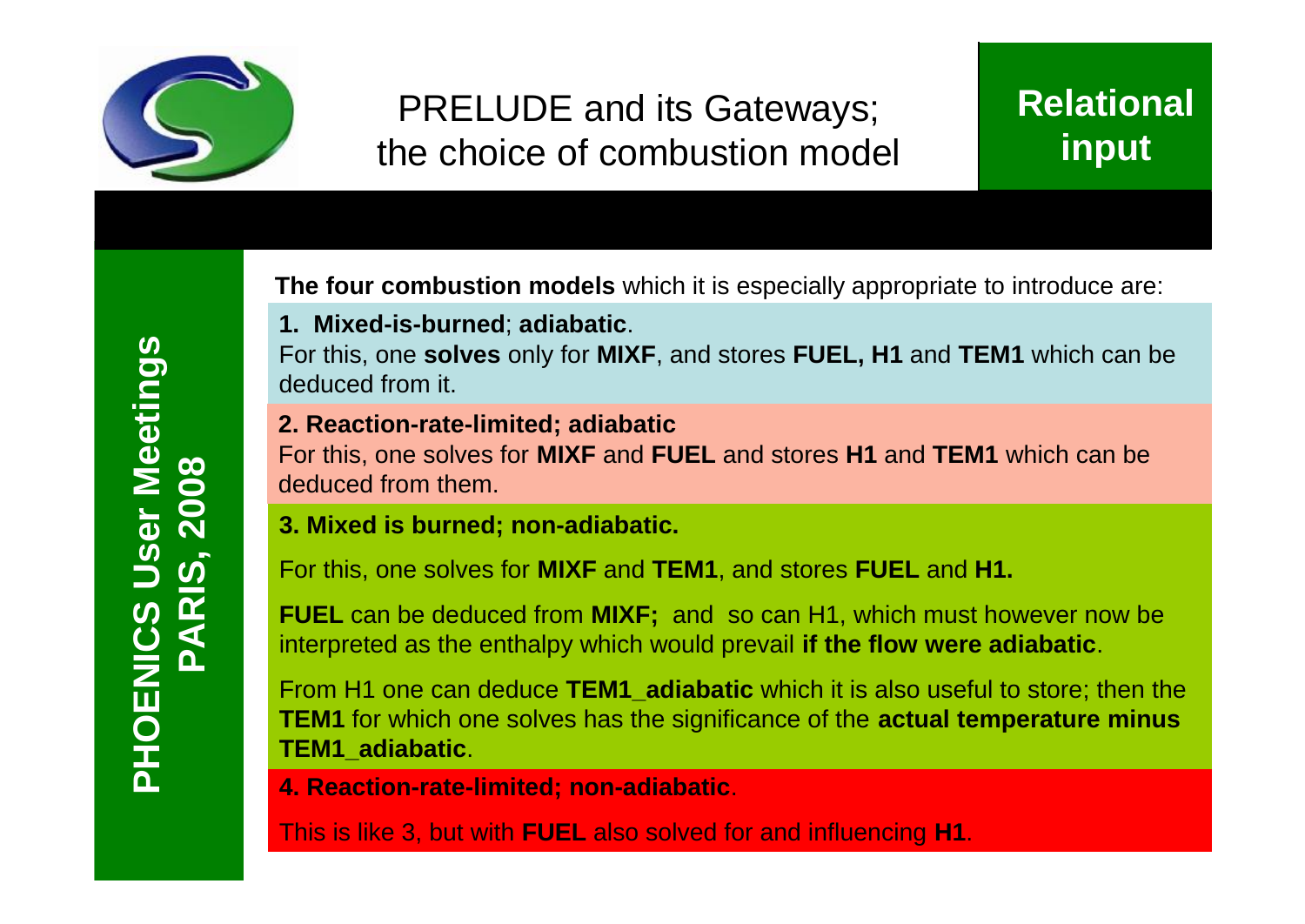# PRELUDE and its Gateways; the choice of combustion model

**Relational input**

**The four combustion models** which it is especially appropriate to introduce are:

**1. Mixed-is-burned**; **adiabatic**.
For this, one **solves** only for **MIXF**, and stores **FUEL, H1** and **TEM1** which can be deduced from it.

**2. Reaction-rate-limited; adiabatic**
For this, one solves for **MIXF** and **FUEL** and stores **H1** and **TEM1** which can be deduced from them.

**3. Mixed is burned; non-adiabatic.**

For this, one solves for **MIXF** and **TEM1**, and stores **FUEL** and **H1.**

**FUEL** can be deduced from **MIXF;** and so can H1, which must however now be interpreted as the enthalpy which would prevail **if the flow were adiabatic**.

From H1 one can deduce **TEM1_adiabatic** which it is also useful to store; then the **TEM1** for which one solves has the significance of the **actual temperature minus TEM1_adiabatic**.

**4. Reaction-rate-limited; non-adiabatic**.

This is like 3, but with **FUEL** also solved for and influencing **H1**.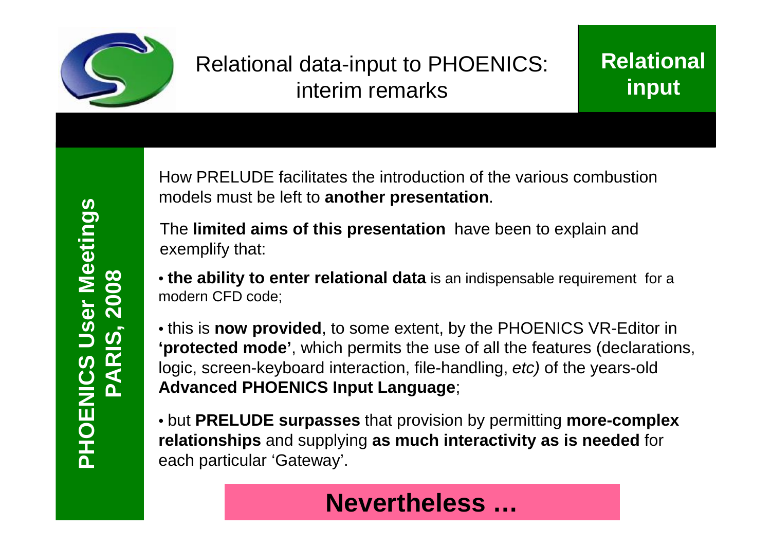# Relational data-input to PHOENICS: interim remarks

**Relational input**

How PRELUDE facilitates the introduction of the various combustion models must be left to **another presentation**.

The **limited aims of this presentation** have been to explain and exemplify that:

- **the ability to enter relational data** is an indispensable requirement for a modern CFD code;
- this is **now provided**, to some extent, by the PHOENICS VR-Editor in **'protected mode'**, which permits the use of all the features (declarations, logic, screen-keyboard interaction, file-handling, *etc)* of the years-old **Advanced PHOENICS Input Language**;
- but **PRELUDE surpasses** that provision by permitting **more-complex relationships** and supplying **as much interactivity as is needed** for each particular 'Gateway'.

**Nevertheless …**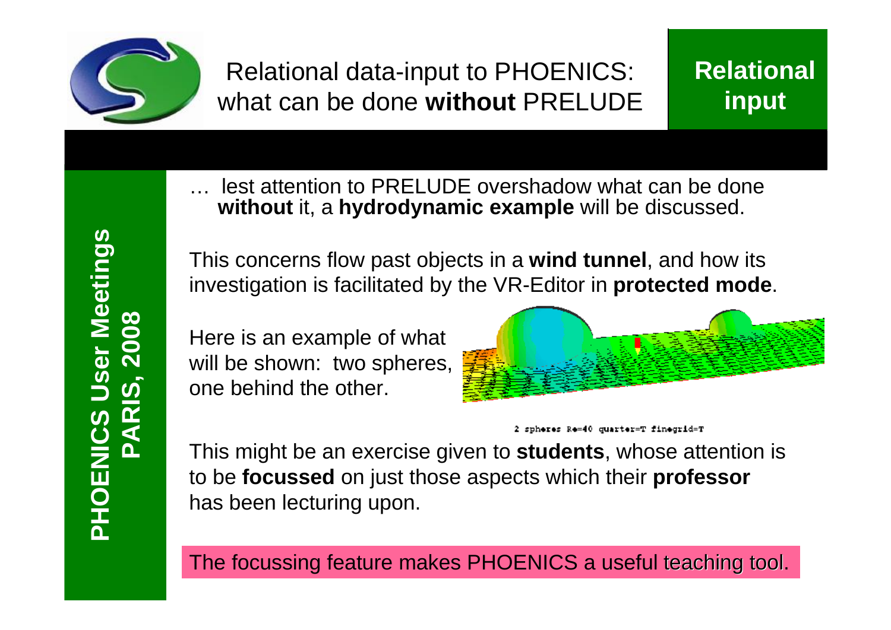# Relational data-input to PHOENICS: what can be done **without** PRELUDE

**Relational input**

… lest attention to PRELUDE overshadow what can be done **without** it, a **hydrodynamic example** will be discussed.

This concerns flow past objects in a **wind tunnel**, and how its investigation is facilitated by the VR-Editor in **protected mode**.

Here is an example of what will be shown: two spheres, one behind the other.

2 spheres Re=40 quarter=T finegrid=T

This might be an exercise given to **students**, whose attention is to be **focussed** on just those aspects which their **professor** has been lecturing upon.

The focussing feature makes PHOENICS a useful teaching tool.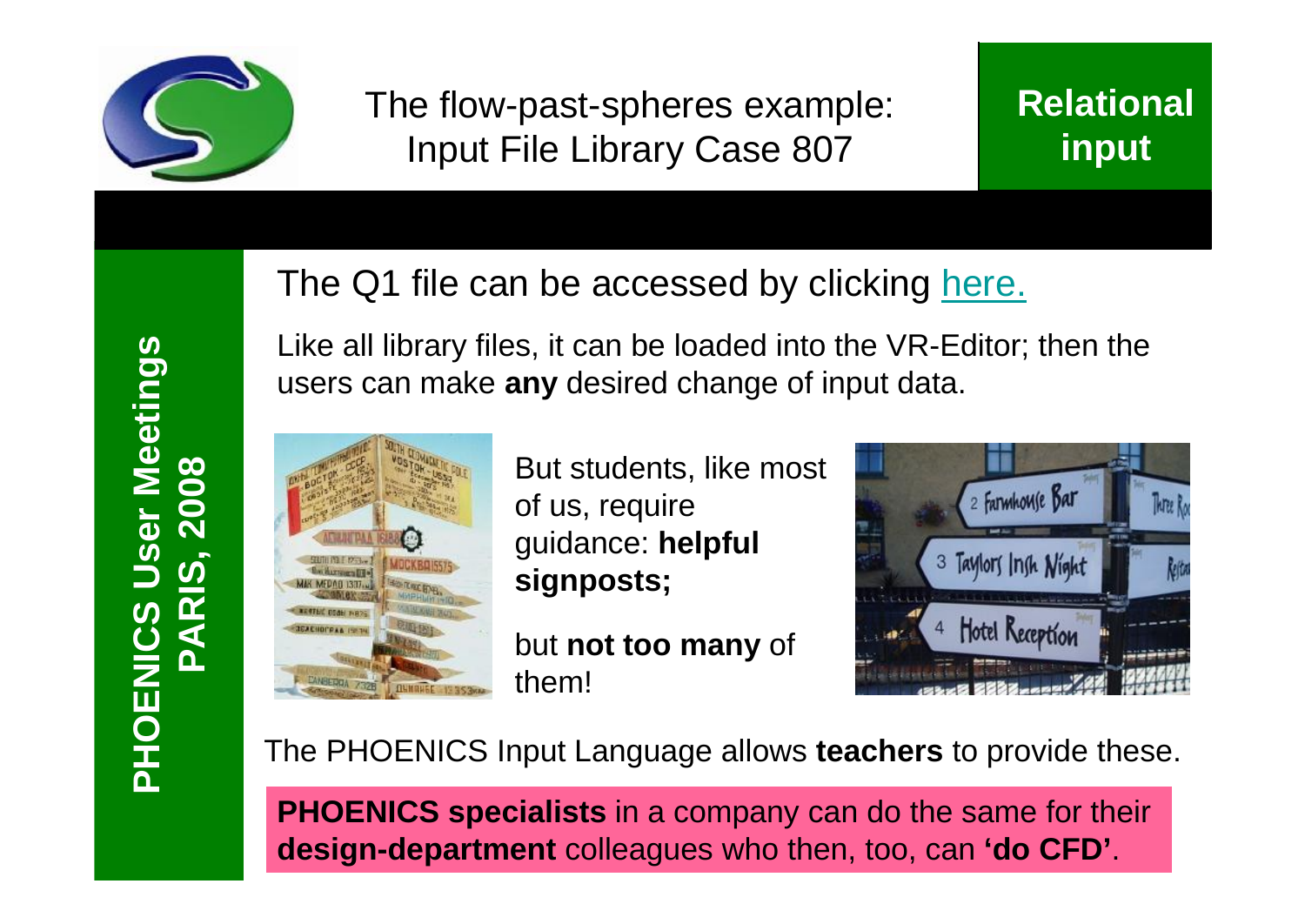# The flow-past-spheres example: Input File Library Case 807

**Relational input**

The Q1 file can be accessed by clicking here.

Like all library files, it can be loaded into the VR-Editor; then the users can make **any** desired change of input data.

But students, like most of us, require guidance: **helpful signposts;**

but **not too many** of them!

The PHOENICS Input Language allows **teachers** to provide these.

**PHOENICS specialists** in a company can do the same for their **design-department** colleagues who then, too, can **'do CFD'**.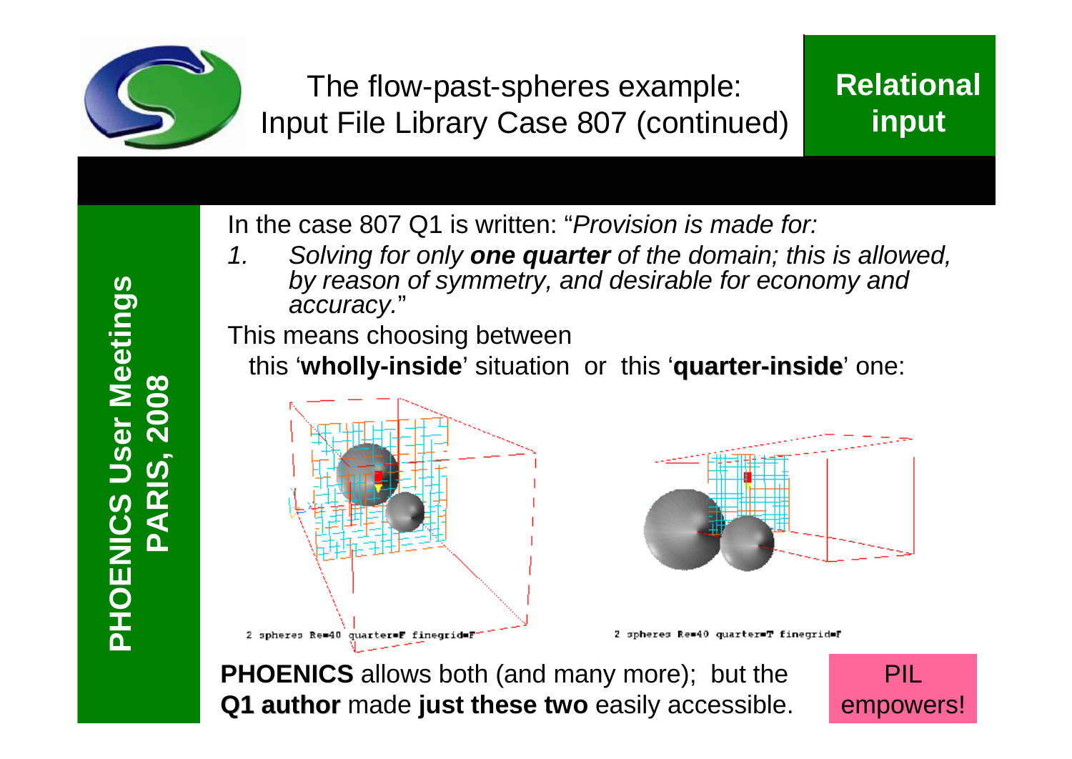# The flow-past-spheres example: Input File Library Case 807 (continued)

**Relational input**

**PHOENICS User Meetings PARIS, 2008**

In the case 807 Q1 is written: "*Provision is made for:*

1. *Solving for only **one quarter** of the domain; this is allowed, by reason of symmetry, and desirable for economy and accuracy.*"

This means choosing between

this '**wholly-inside**' situation or this '**quarter-inside**' one:

2 spheres Re=40 quarter=F finegrid=F

2 spheres Re=40 quarter=T finegrid=F

**PHOENICS** allows both (and many more); but the **Q1 author** made **just these two** easily accessible.

PIL empowers!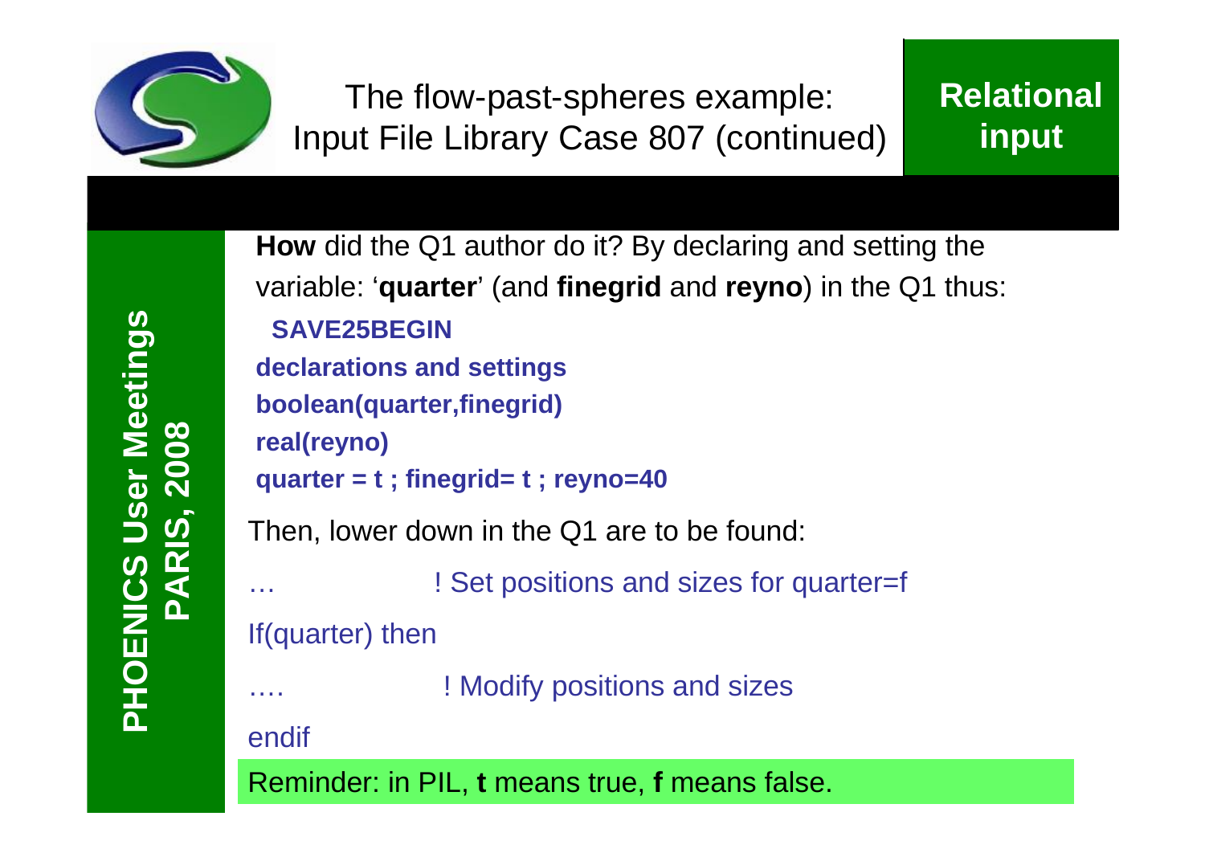# The flow-past-spheres example: Input File Library Case 807 (continued)

**Relational input**

**How** did the Q1 author do it? By declaring and setting the variable: '**quarter**' (and **finegrid** and **reyno**) in the Q1 thus:

```
  SAVE25BEGIN
declarations and settings
boolean(quarter,finegrid)
real(reyno)
quarter = t ; finegrid= t ; reyno=40
```

Then, lower down in the Q1 are to be found:

```
…              ! Set positions and sizes for quarter=f
If(quarter) then
….             ! Modify positions and sizes
endif
```

Reminder: in PIL, **t** means true, **f** means false.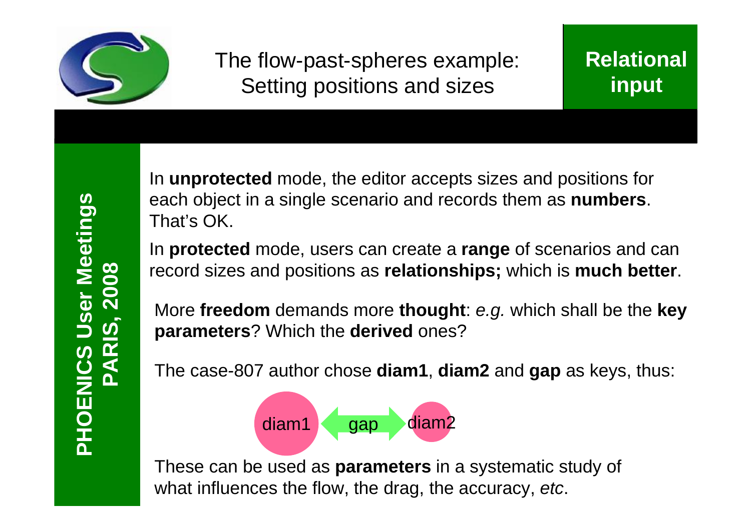# The flow-past-spheres example: Setting positions and sizes

**Relational input**

In **unprotected** mode, the editor accepts sizes and positions for each object in a single scenario and records them as **numbers**. That's OK.

In **protected** mode, users can create a **range** of scenarios and can record sizes and positions as **relationships;** which is **much better**.

More **freedom** demands more **thought**: *e.g.* which shall be the **key parameters**? Which the **derived** ones?

The case-807 author chose **diam1**, **diam2** and **gap** as keys, thus:

diam1 — gap — diam2

These can be used as **parameters** in a systematic study of what influences the flow, the drag, the accuracy, *etc*.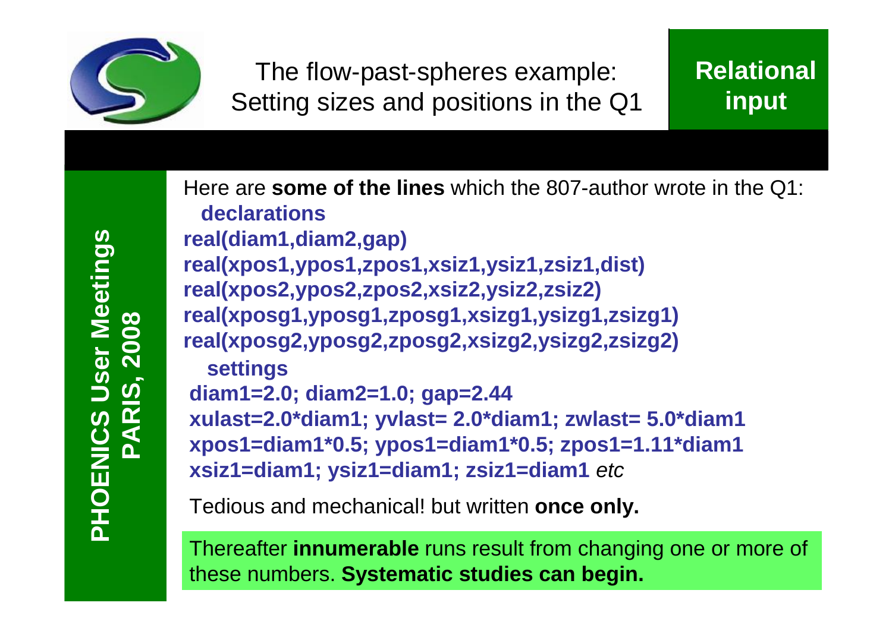# The flow-past-spheres example: Setting sizes and positions in the Q1

**Relational input**

Here are **some of the lines** which the 807-author wrote in the Q1:

**declarations**

```
real(diam1,diam2,gap)
real(xpos1,ypos1,zpos1,xsiz1,ysiz1,zsiz1,dist)
real(xpos2,ypos2,zpos2,xsiz2,ysiz2,zsiz2)
real(xposg1,yposg1,zposg1,xsizg1,ysizg1,zsizg1)
real(xposg2,yposg2,zposg2,xsizg2,ysizg2,zsizg2)
```

**settings**

```
diam1=2.0; diam2=1.0; gap=2.44
xulast=2.0*diam1; yvlast= 2.0*diam1; zwlast= 5.0*diam1
xpos1=diam1*0.5; ypos1=diam1*0.5; zpos1=1.11*diam1
xsiz1=diam1; ysiz1=diam1; zsiz1=diam1 etc
```

Tedious and mechanical! but written **once only.**

Thereafter **innumerable** runs result from changing one or more of these numbers. **Systematic studies can begin.**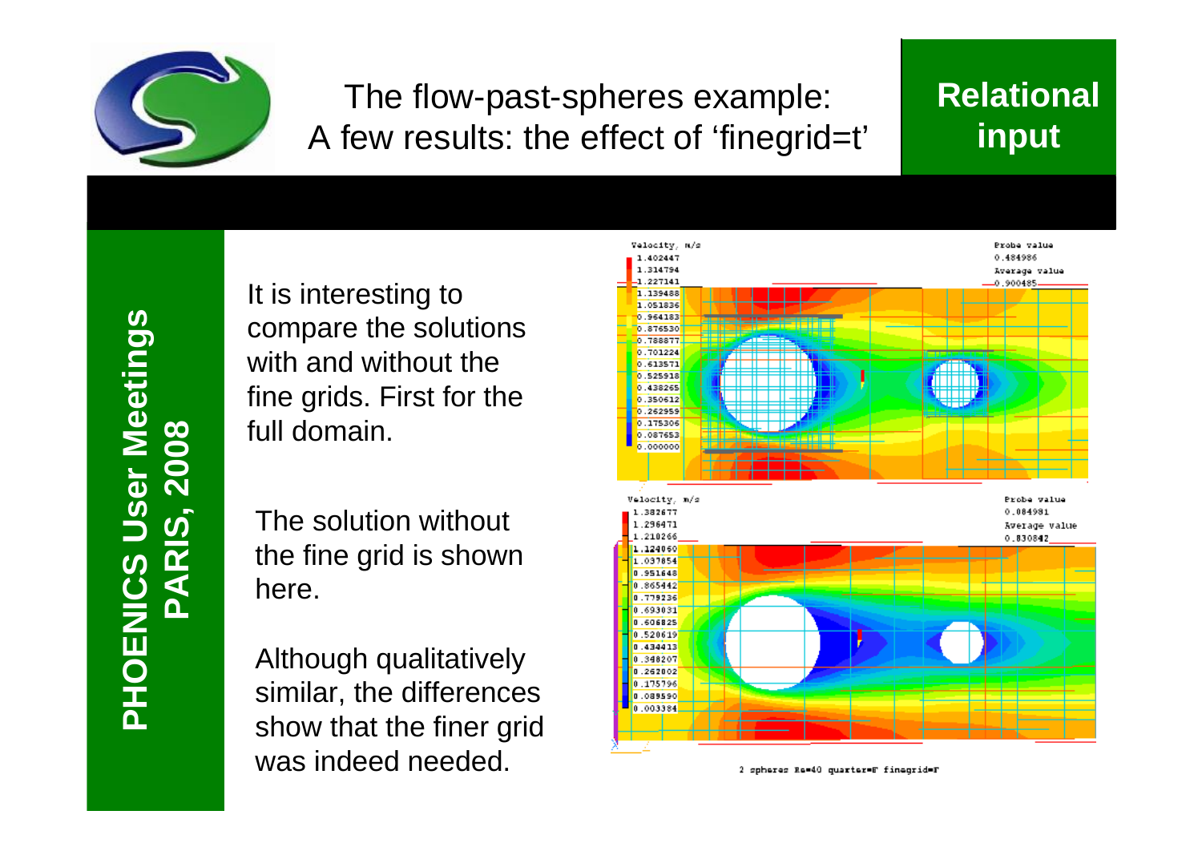# The flow-past-spheres example: A few results: the effect of 'finegrid=t'

**Relational input**

**PHOENICS User Meetings PARIS, 2008**

It is interesting to compare the solutions with and without the fine grids. First for the full domain.

The solution without the fine grid is shown here.

Although qualitatively similar, the differences show that the finer grid was indeed needed.

2 spheres Re=40 quarter=F finegrid=F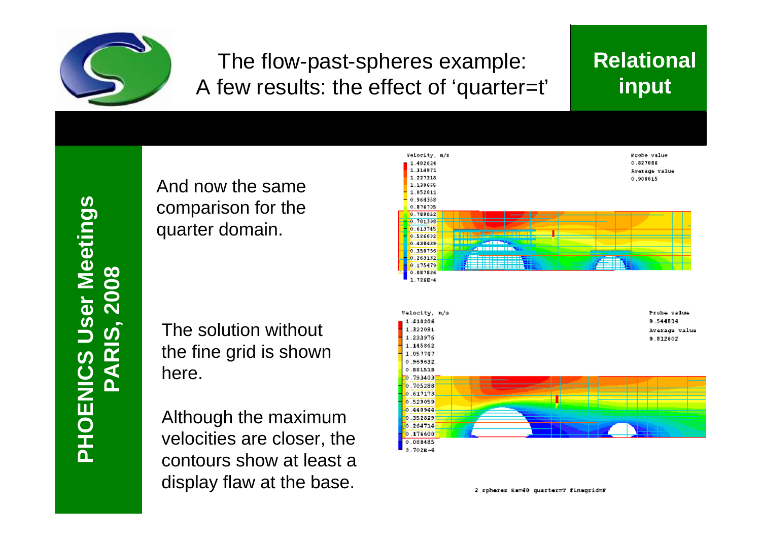# The flow-past-spheres example: A few results: the effect of 'quarter=t'

**Relational input**

And now the same comparison for the quarter domain.

The solution without the fine grid is shown here.

Although the maximum velocities are closer, the contours show at least a display flaw at the base.

2 spheres Re=40 quarter=T finegrid=F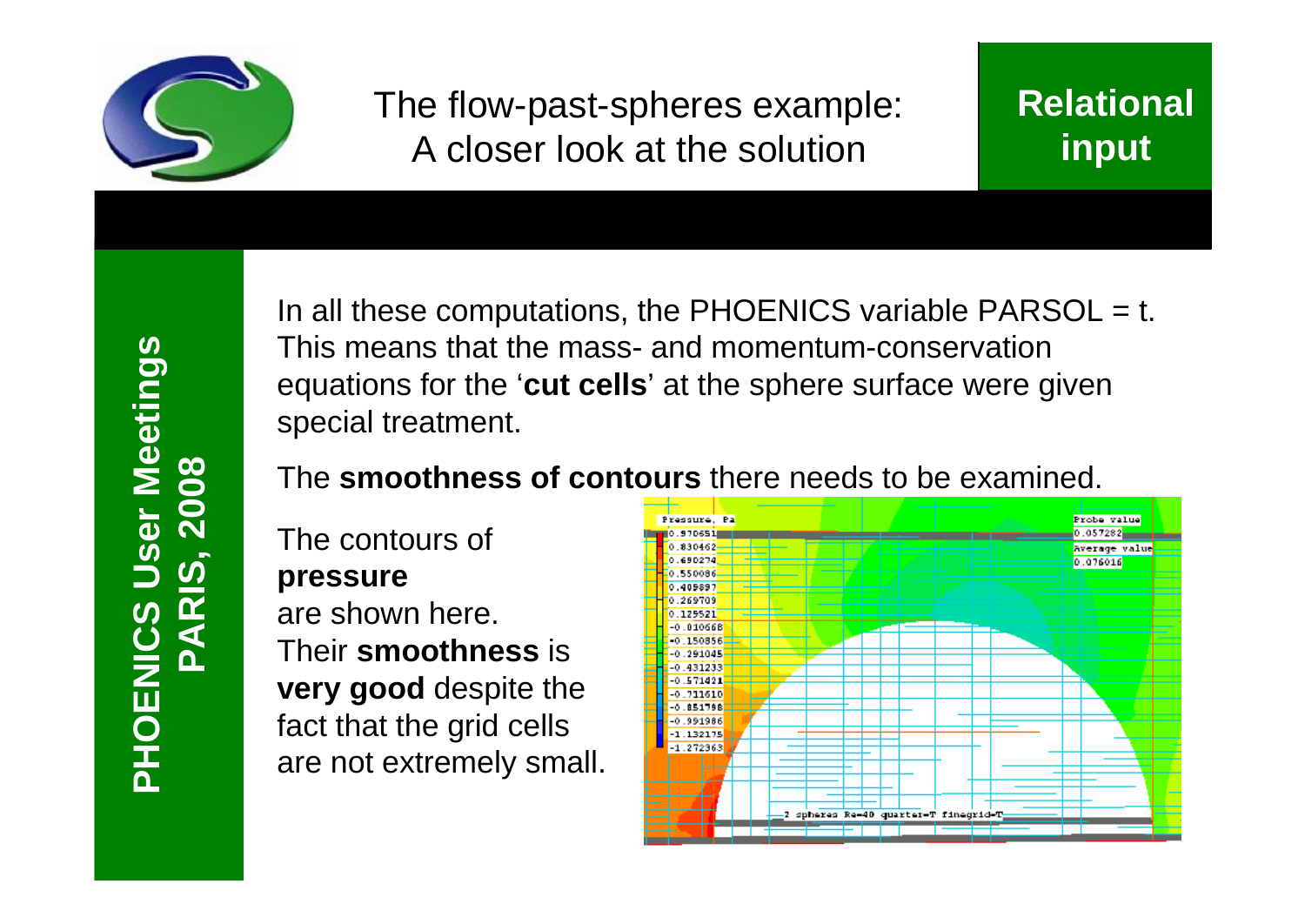# The flow-past-spheres example: A closer look at the solution

**Relational input**

In all these computations, the PHOENICS variable PARSOL = t. This means that the mass- and momentum-conservation equations for the '**cut cells**' at the sphere surface were given special treatment.

The **smoothness of contours** there needs to be examined.

The contours of **pressure** are shown here. Their **smoothness** is **very good** despite the fact that the grid cells are not extremely small.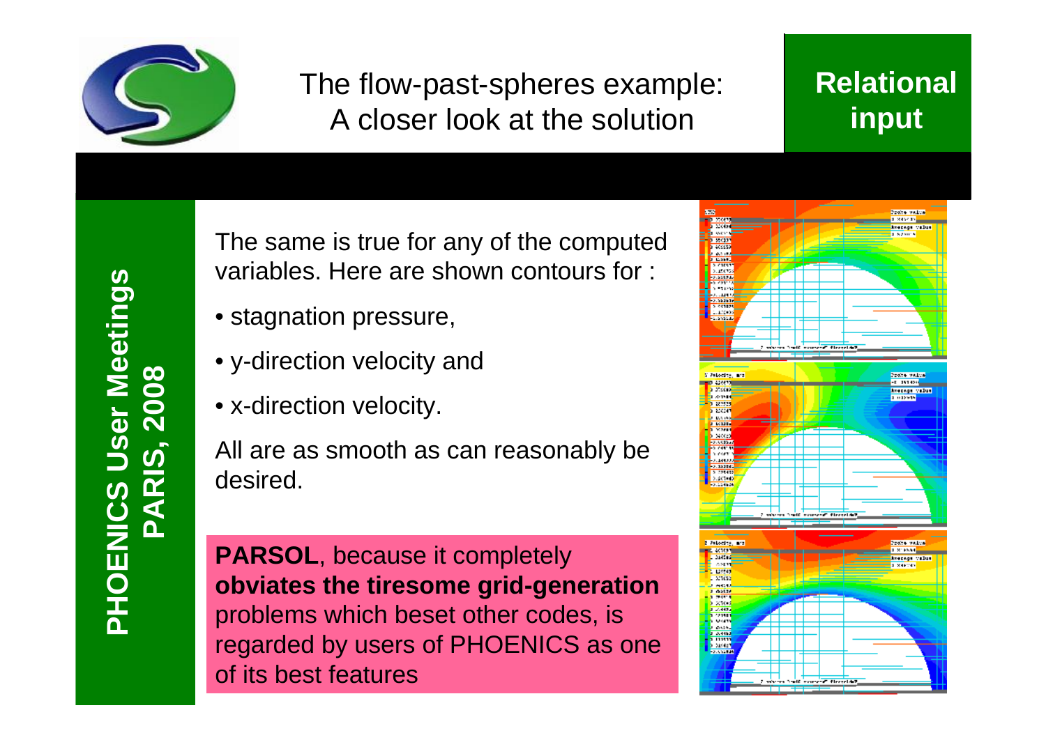# The flow-past-spheres example: A closer look at the solution

**Relational input**

The same is true for any of the computed variables. Here are shown contours for :

- stagnation pressure,
- y-direction velocity and
- x-direction velocity.

All are as smooth as can reasonably be desired.

**PARSOL**, because it completely **obviates the tiresome grid-generation** problems which beset other codes, is regarded by users of PHOENICS as one of its best features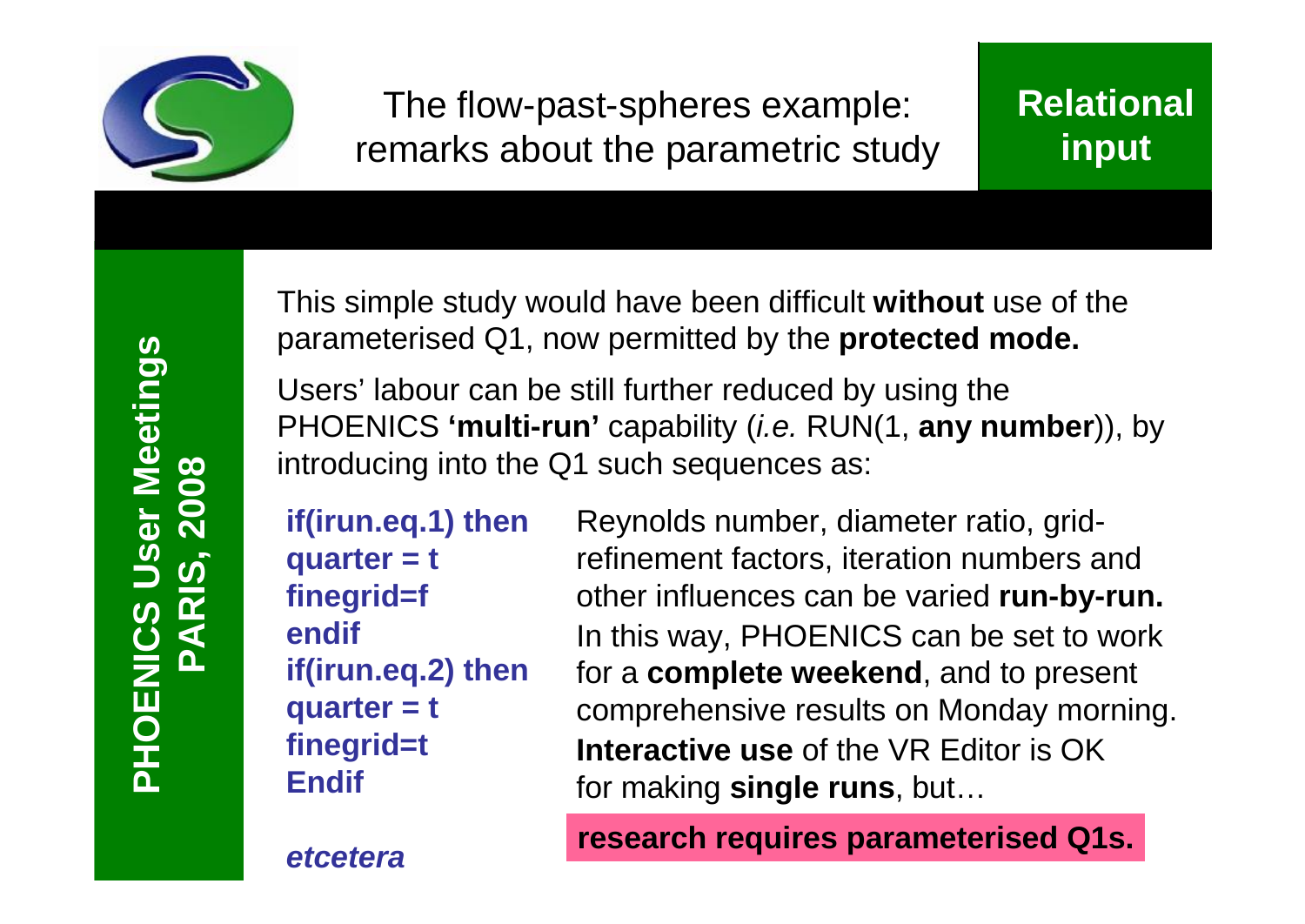# The flow-past-spheres example: remarks about the parametric study

**Relational input**

This simple study would have been difficult **without** use of the parameterised Q1, now permitted by the **protected mode.**

Users' labour can be still further reduced by using the PHOENICS **'multi-run'** capability (*i.e.* RUN(1, **any number**)), by introducing into the Q1 such sequences as:

```
if(irun.eq.1) then
quarter = t
finegrid=f
endif
if(irun.eq.2) then
quarter = t
finegrid=t
Endif
```

*etcetera*

Reynolds number, diameter ratio, grid-refinement factors, iteration numbers and other influences can be varied **run-by-run.**

In this way, PHOENICS can be set to work for a **complete weekend**, and to present comprehensive results on Monday morning.

**Interactive use** of the VR Editor is OK for making **single runs**, but…

**research requires parameterised Q1s.**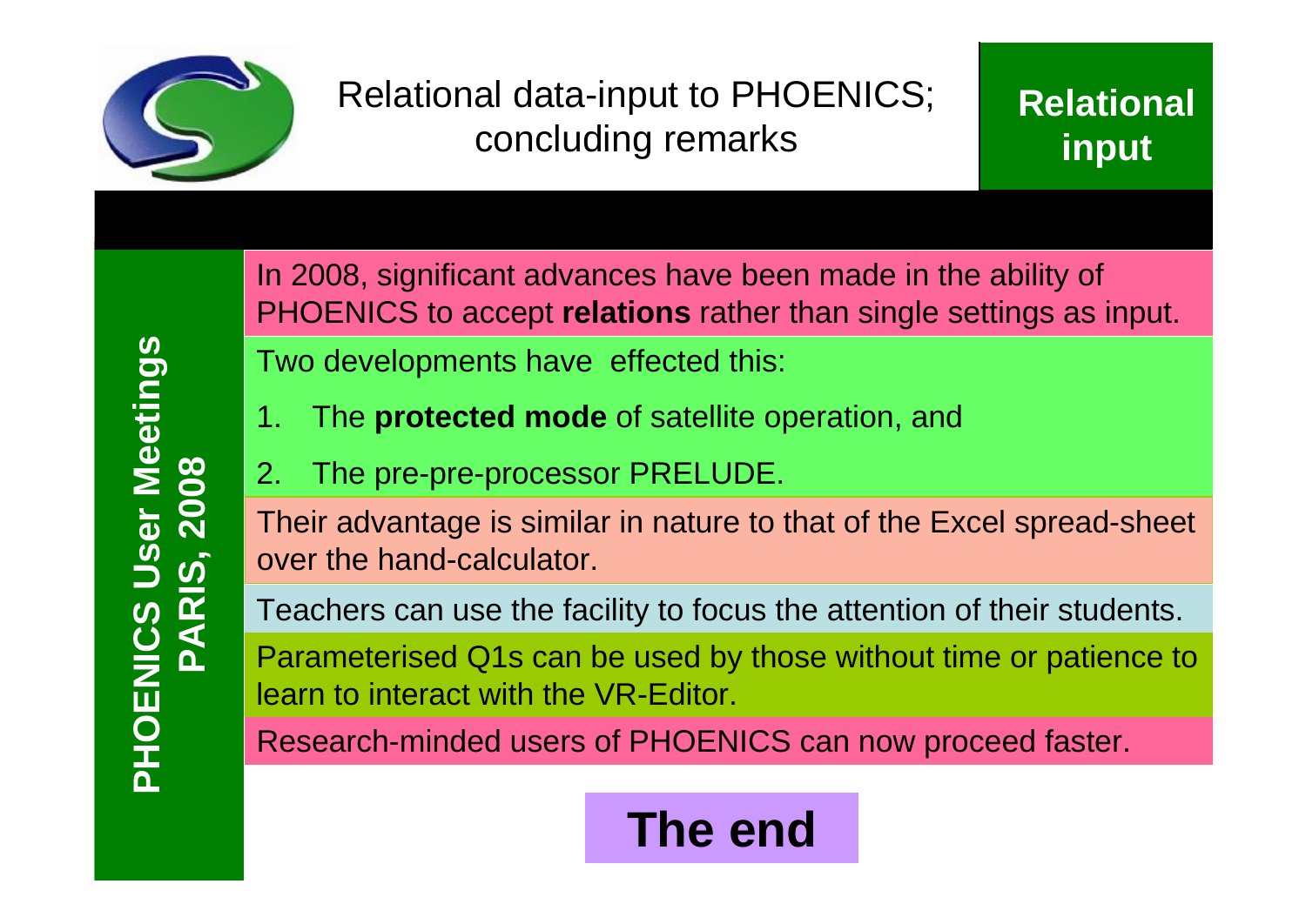# Relational data-input to PHOENICS; concluding remarks

In 2008, significant advances have been made in the ability of PHOENICS to accept **relations** rather than single settings as input.

Two developments have effected this:

1. The **protected mode** of satellite operation, and
2. The pre-pre-processor PRELUDE.

Their advantage is similar in nature to that of the Excel spread-sheet over the hand-calculator.

Teachers can use the facility to focus the attention of their students.

Parameterised Q1s can be used by those without time or patience to learn to interact with the VR-Editor.

Research-minded users of PHOENICS can now proceed faster.

**The end**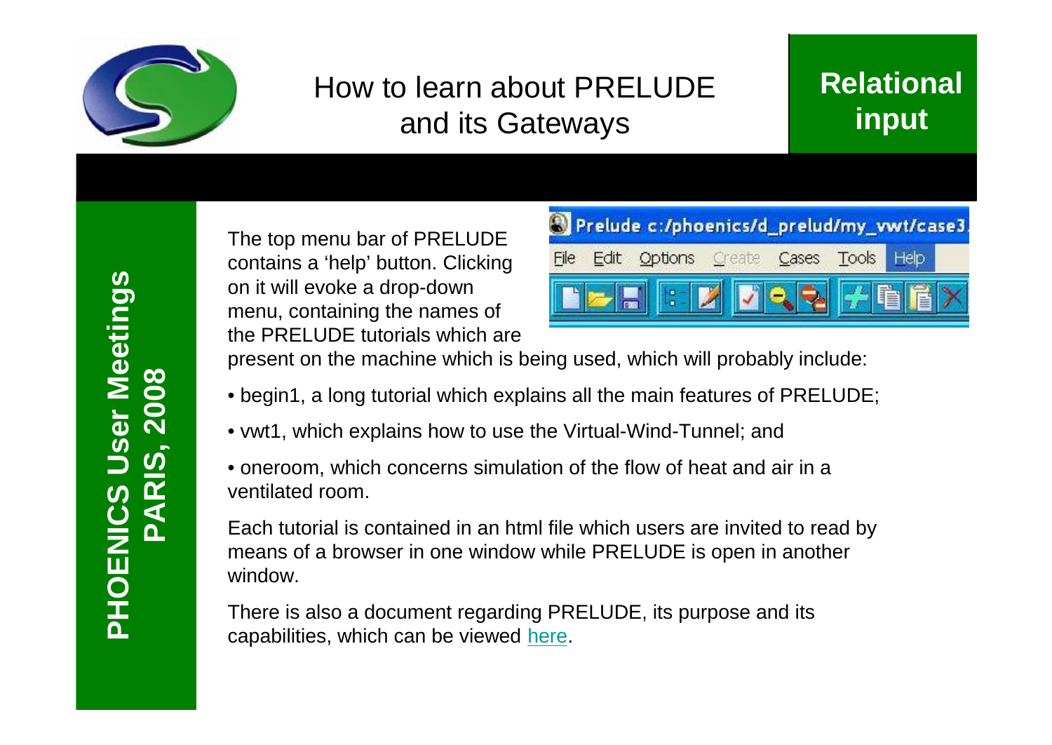# How to learn about PRELUDE and its Gateways

**Relational input**

The top menu bar of PRELUDE contains a 'help' button. Clicking on it will evoke a drop-down menu, containing the names of the PRELUDE tutorials which are present on the machine which is being used, which will probably include:

- begin1, a long tutorial which explains all the main features of PRELUDE;
- vwt1, which explains how to use the Virtual-Wind-Tunnel; and
- oneroom, which concerns simulation of the flow of heat and air in a ventilated room.

Each tutorial is contained in an html file which users are invited to read by means of a browser in one window while PRELUDE is open in another window.

There is also a document regarding PRELUDE, its purpose and its capabilities, which can be viewed here.